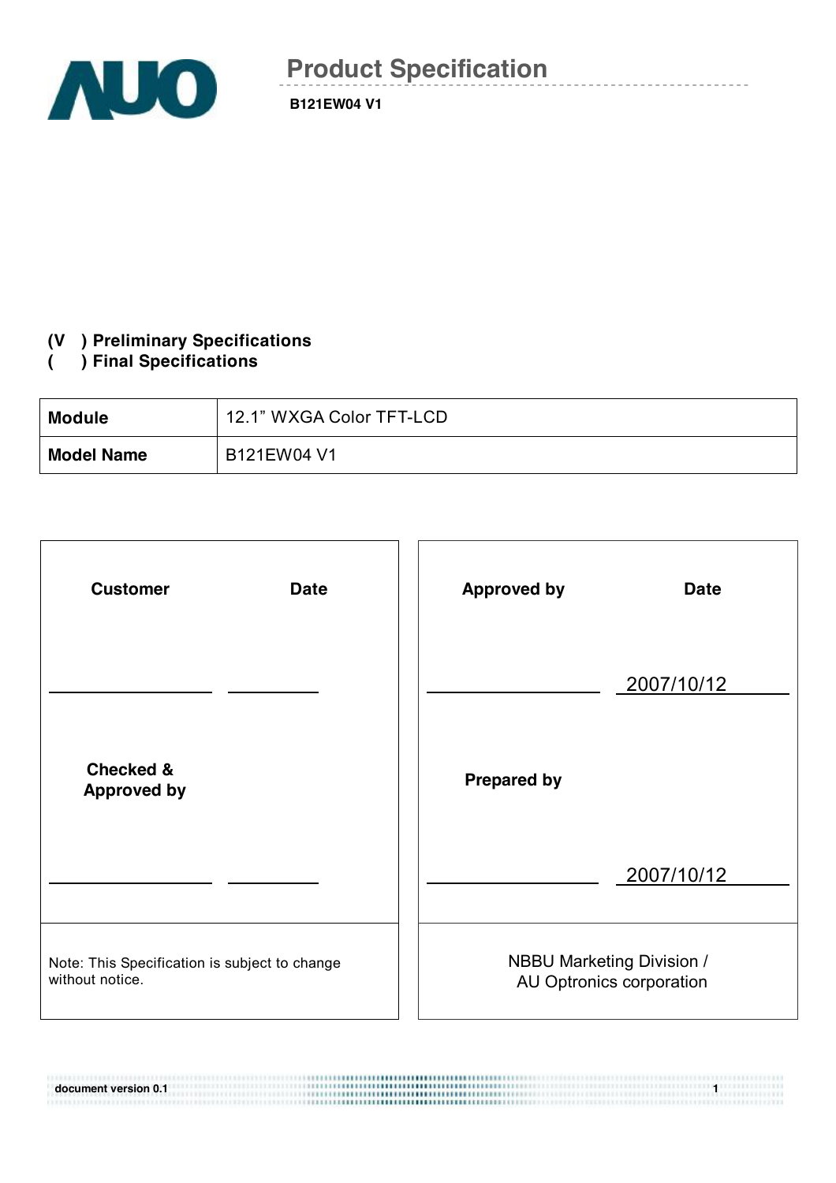# Product Specification

**B121EW04 V1**

**(V ) Preliminary Specifications**
**( ) Final Specifications**

| **Module** | 12.1" WXGA Color TFT-LCD |
|---|---|
| **Model Name** | B121EW04 V1 |

| **Customer** | **Date** | **Approved by** | **Date** |
|---|---|---|---|
| | | | 2007/10/12 |
| **Checked & Approved by** | | **Prepared by** | |
| | | | 2007/10/12 |
| Note: This Specification is subject to change without notice. | | NBBU Marketing Division / AU Optronics corporation | |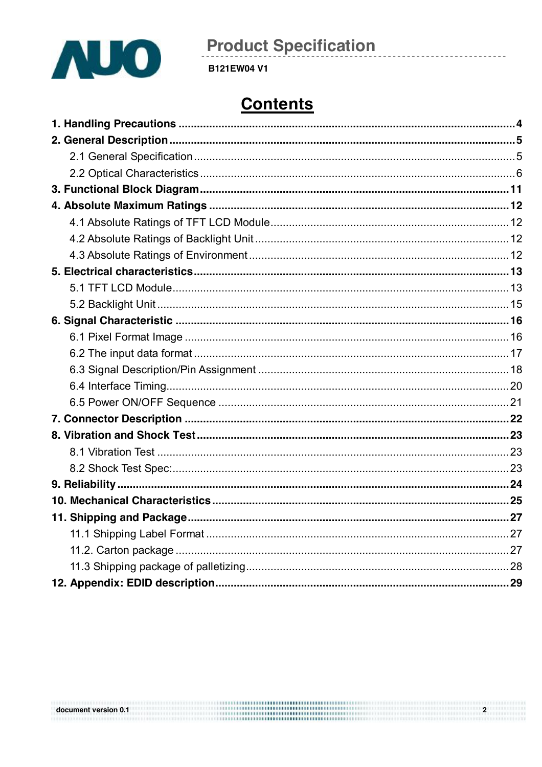# Contents

**1. Handling Precautions** ........................................................................................................ **4**

**2. General Description** ........................................................................................................... **5**

2.1 General Specification ........................................................................................................ 5

2.2 Optical Characteristics ...................................................................................................... 6

**3. Functional Block Diagram** .................................................................................................. **11**

**4. Absolute Maximum Ratings** ............................................................................................... **12**

4.1 Absolute Ratings of TFT LCD Module ............................................................................. 12

4.2 Absolute Ratings of Backlight Unit .................................................................................. 12

4.3 Absolute Ratings of Environment .................................................................................... 12

**5. Electrical characteristics** .................................................................................................... **13**

5.1 TFT LCD Module ............................................................................................................. 13

5.2 Backlight Unit .................................................................................................................. 15

**6. Signal Characteristic** .......................................................................................................... **16**

6.1 Pixel Format Image ......................................................................................................... 16

6.2 The input data format ...................................................................................................... 17

6.3 Signal Description/Pin Assignment ................................................................................. 18

6.4 Interface Timing ............................................................................................................... 20

6.5 Power ON/OFF Sequence ............................................................................................... 21

**7. Connector Description** ....................................................................................................... **22**

**8. Vibration and Shock Test** ................................................................................................... **23**

8.1 Vibration Test .................................................................................................................. 23

8.2 Shock Test Spec: ............................................................................................................. 23

**9. Reliability** ............................................................................................................................ **24**

**10. Mechanical Characteristics** .............................................................................................. **25**

**11. Shipping and Package** ...................................................................................................... **27**

11.1 Shipping Label Format .................................................................................................. 27

11.2. Carton package ............................................................................................................ 27

11.3 Shipping package of palletizing .................................................................................... 28

**12. Appendix: EDID description** ............................................................................................. **29**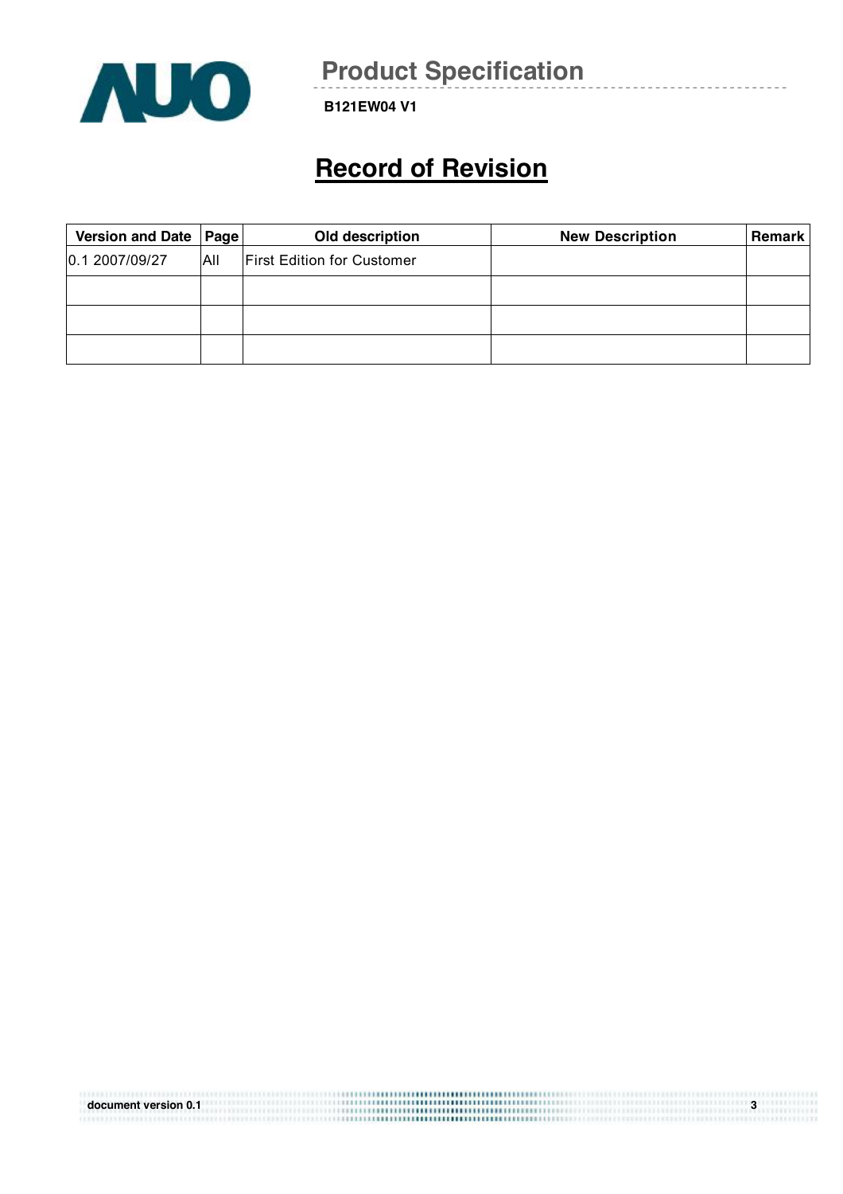# Record of Revision

| Version and Date | Page | Old description | New Description | Remark |
|---|---|---|---|---|
| 0.1 2007/09/27 | All | First Edition for Customer | | |
| | | | | |
| | | | | |
| | | | | |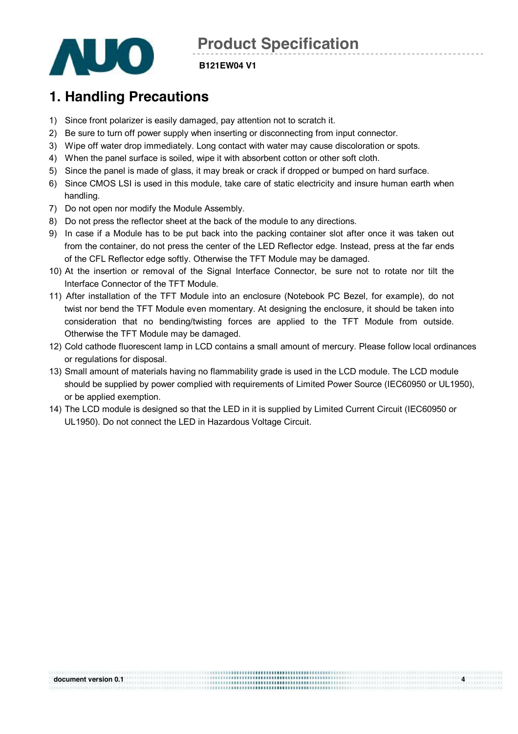# 1. Handling Precautions

1) Since front polarizer is easily damaged, pay attention not to scratch it.
2) Be sure to turn off power supply when inserting or disconnecting from input connector.
3) Wipe off water drop immediately. Long contact with water may cause discoloration or spots.
4) When the panel surface is soiled, wipe it with absorbent cotton or other soft cloth.
5) Since the panel is made of glass, it may break or crack if dropped or bumped on hard surface.
6) Since CMOS LSI is used in this module, take care of static electricity and insure human earth when handling.
7) Do not open nor modify the Module Assembly.
8) Do not press the reflector sheet at the back of the module to any directions.
9) In case if a Module has to be put back into the packing container slot after once it was taken out from the container, do not press the center of the LED Reflector edge. Instead, press at the far ends of the CFL Reflector edge softly. Otherwise the TFT Module may be damaged.
10) At the insertion or removal of the Signal Interface Connector, be sure not to rotate nor tilt the Interface Connector of the TFT Module.
11) After installation of the TFT Module into an enclosure (Notebook PC Bezel, for example), do not twist nor bend the TFT Module even momentary. At designing the enclosure, it should be taken into consideration that no bending/twisting forces are applied to the TFT Module from outside. Otherwise the TFT Module may be damaged.
12) Cold cathode fluorescent lamp in LCD contains a small amount of mercury. Please follow local ordinances or regulations for disposal.
13) Small amount of materials having no flammability grade is used in the LCD module. The LCD module should be supplied by power complied with requirements of Limited Power Source (IEC60950 or UL1950), or be applied exemption.
14) The LCD module is designed so that the LED in it is supplied by Limited Current Circuit (IEC60950 or UL1950). Do not connect the LED in Hazardous Voltage Circuit.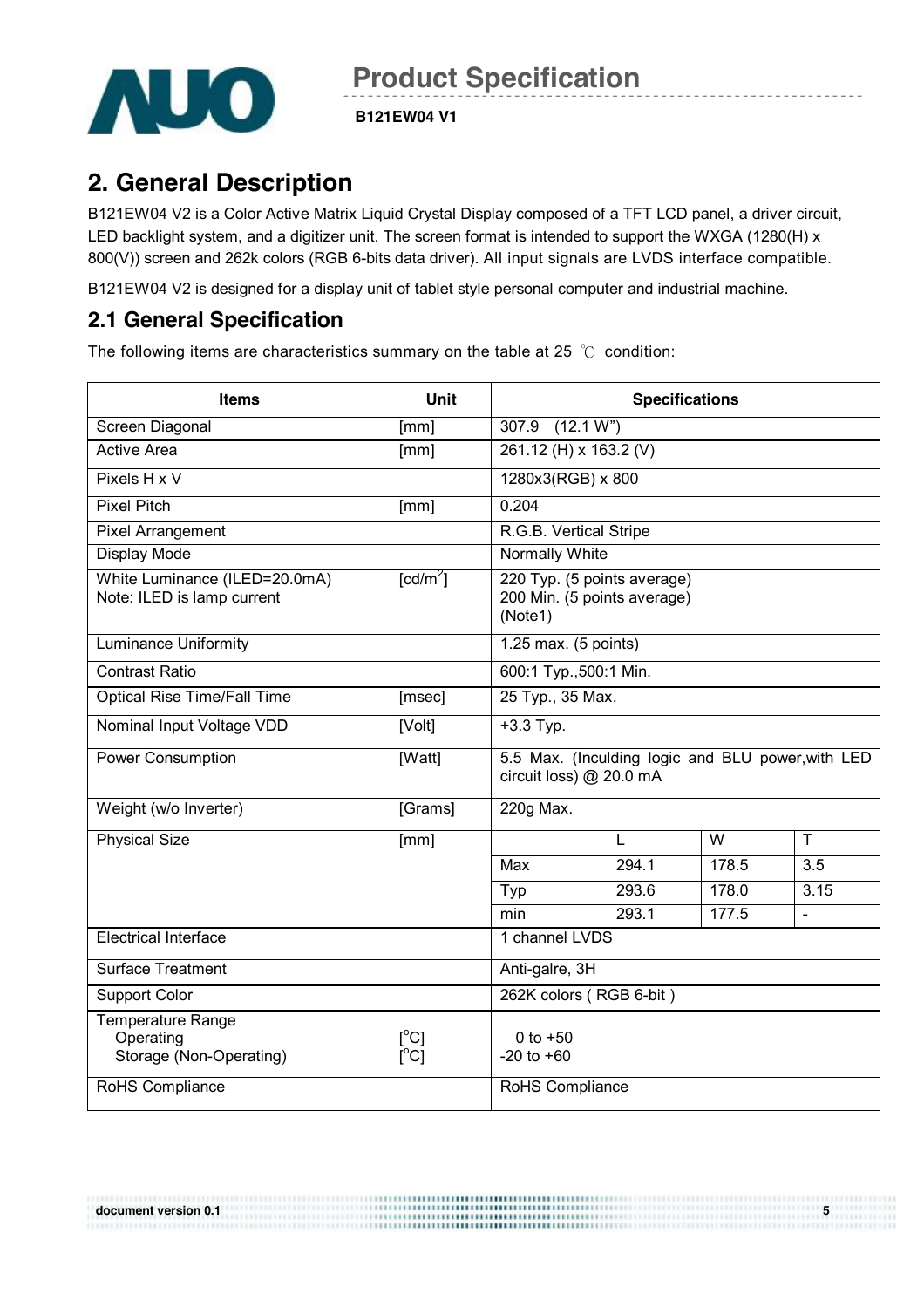## 2. General Description

B121EW04 V2 is a Color Active Matrix Liquid Crystal Display composed of a TFT LCD panel, a driver circuit, LED backlight system, and a digitizer unit. The screen format is intended to support the WXGA (1280(H) x 800(V)) screen and 262k colors (RGB 6-bits data driver). All input signals are LVDS interface compatible.

B121EW04 V2 is designed for a display unit of tablet style personal computer and industrial machine.

### 2.1 General Specification

The following items are characteristics summary on the table at 25 ℃ condition:

| Items | Unit | Specifications | | | |
|---|---|---|---|---|---|
| Screen Diagonal | [mm] | 307.9 (12.1 W") | | | |
| Active Area | [mm] | 261.12 (H) x 163.2 (V) | | | |
| Pixels H x V | | 1280x3(RGB) x 800 | | | |
| Pixel Pitch | [mm] | 0.204 | | | |
| Pixel Arrangement | | R.G.B. Vertical Stripe | | | |
| Display Mode | | Normally White | | | |
| White Luminance (ILED=20.0mA)<br>Note: ILED is lamp current | [cd/m$^2$] | 220 Typ. (5 points average)<br>200 Min. (5 points average)<br>(Note1) | | | |
| Luminance Uniformity | | 1.25 max. (5 points) | | | |
| Contrast Ratio | | 600:1 Typ.,500:1 Min. | | | |
| Optical Rise Time/Fall Time | [msec] | 25 Typ., 35 Max. | | | |
| Nominal Input Voltage VDD | [Volt] | +3.3 Typ. | | | |
| Power Consumption | [Watt] | 5.5 Max. (Inculding logic and BLU power,with LED circuit loss) @ 20.0 mA | | | |
| Weight (w/o Inverter) | [Grams] | 220g Max. | | | |
| Physical Size | [mm] | | L | W | T |
| | | Max | 294.1 | 178.5 | 3.5 |
| | | Typ | 293.6 | 178.0 | 3.15 |
| | | min | 293.1 | 177.5 | - |
| Electrical Interface | | 1 channel LVDS | | | |
| Surface Treatment | | Anti-galre, 3H | | | |
| Support Color | | 262K colors ( RGB 6-bit ) | | | |
| Temperature Range<br>Operating<br>Storage (Non-Operating) | <br>[$^o$C]<br>[$^o$C] | <br>0 to +50<br>-20 to +60 | | | |
| RoHS Compliance | | RoHS Compliance | | | |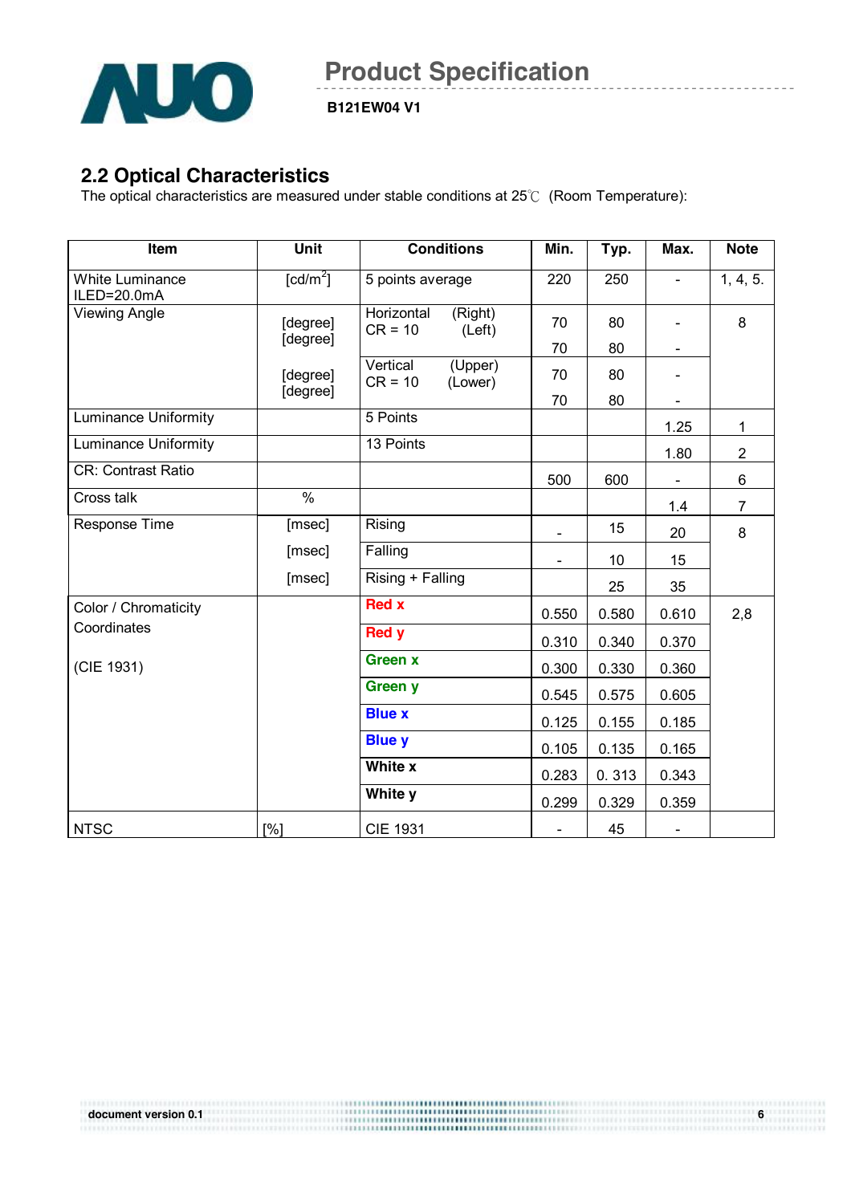## 2.2 Optical Characteristics

The optical characteristics are measured under stable conditions at 25℃ (Room Temperature):

| Item | Unit | Conditions | | Min. | Typ. | Max. | Note |
|---|---|---|---|---|---|---|---|
| White Luminance ILED=20.0mA | [cd/m$^2$] | 5 points average | | 220 | 250 | - | 1, 4, 5. |
| Viewing Angle | [degree] | Horizontal CR = 10 | (Right) | 70 | 80 | - | 8 |
| | [degree] | | (Left) | 70 | 80 | - | |
| | [degree] | Vertical CR = 10 | (Upper) | 70 | 80 | - | |
| | [degree] | | (Lower) | 70 | 80 | - | |
| Luminance Uniformity | | 5 Points | | | | 1.25 | 1 |
| Luminance Uniformity | | 13 Points | | | | 1.80 | 2 |
| CR: Contrast Ratio | | | | 500 | 600 | - | 6 |
| Cross talk | % | | | | | 1.4 | 7 |
| Response Time | [msec] | Rising | | - | 15 | 20 | 8 |
| | [msec] | Falling | | - | 10 | 15 | |
| | [msec] | Rising + Falling | | | 25 | 35 | |
| Color / Chromaticity Coordinates (CIE 1931) | | Red x | | 0.550 | 0.580 | 0.610 | 2,8 |
| | | Red y | | 0.310 | 0.340 | 0.370 | |
| | | Green x | | 0.300 | 0.330 | 0.360 | |
| | | Green y | | 0.545 | 0.575 | 0.605 | |
| | | Blue x | | 0.125 | 0.155 | 0.185 | |
| | | Blue y | | 0.105 | 0.135 | 0.165 | |
| | | White x | | 0.283 | 0. 313 | 0.343 | |
| | | White y | | 0.299 | 0.329 | 0.359 | |
| NTSC | [%] | CIE 1931 | | - | 45 | - | |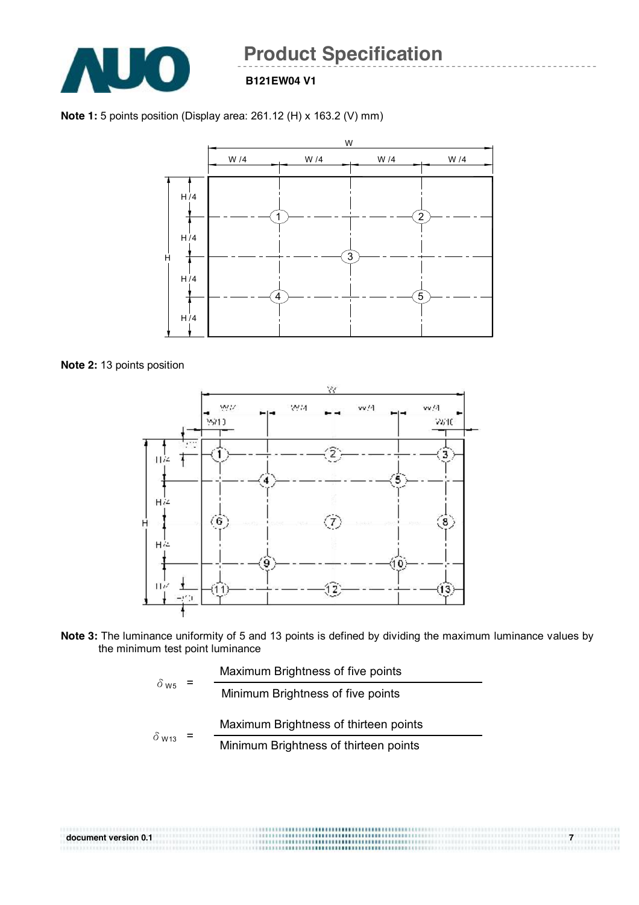**Note 1:** 5 points position (Display area: 261.12 (H) x 163.2 (V) mm)

**Note 2:** 13 points position

**Note 3:** The luminance uniformity of 5 and 13 points is defined by dividing the maximum luminance values by the minimum test point luminance

$$\delta_{W5} = \frac{\text{Maximum Brightness of five points}}{\text{Minimum Brightness of five points}}$$

$$\delta_{W13} = \frac{\text{Maximum Brightness of thirteen points}}{\text{Minimum Brightness of thirteen points}}$$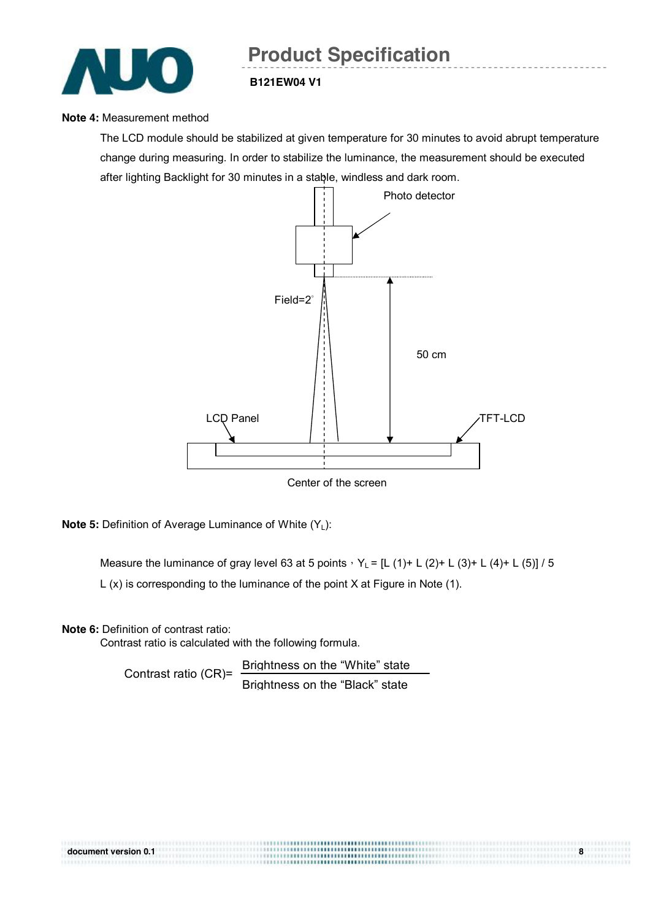**Note 4:** Measurement method

The LCD module should be stabilized at given temperature for 30 minutes to avoid abrupt temperature change during measuring. In order to stabilize the luminance, the measurement should be executed after lighting Backlight for 30 minutes in a stable, windless and dark room.

Photo detector

Field=2°

50 cm

LCD Panel

TFT-LCD

Center of the screen

**Note 5:** Definition of Average Luminance of White ($Y_L$):

Measure the luminance of gray level 63 at 5 points，$Y_L$ = [L (1)+ L (2)+ L (3)+ L (4)+ L (5)] / 5

L (x) is corresponding to the luminance of the point X at Figure in Note (1).

**Note 6:** Definition of contrast ratio:

Contrast ratio is calculated with the following formula.

$$\text{Contrast ratio (CR)} = \frac{\text{Brightness on the "White" state}}{\text{Brightness on the "Black" state}}$$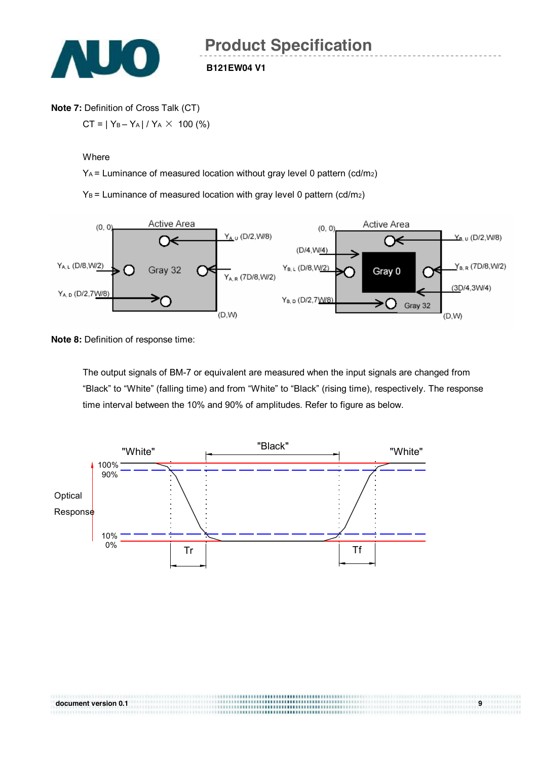**Note 7:** Definition of Cross Talk (CT)

$CT = | Y_B - Y_A | / Y_A \times 100$ (%)

Where

$Y_A$ = Luminance of measured location without gray level 0 pattern (cd/m2)

$Y_B$ = Luminance of measured location with gray level 0 pattern (cd/m2)

**Note 8:** Definition of response time:

The output signals of BM-7 or equivalent are measured when the input signals are changed from "Black" to "White" (falling time) and from "White" to "Black" (rising time), respectively. The response time interval between the 10% and 90% of amplitudes. Refer to figure as below.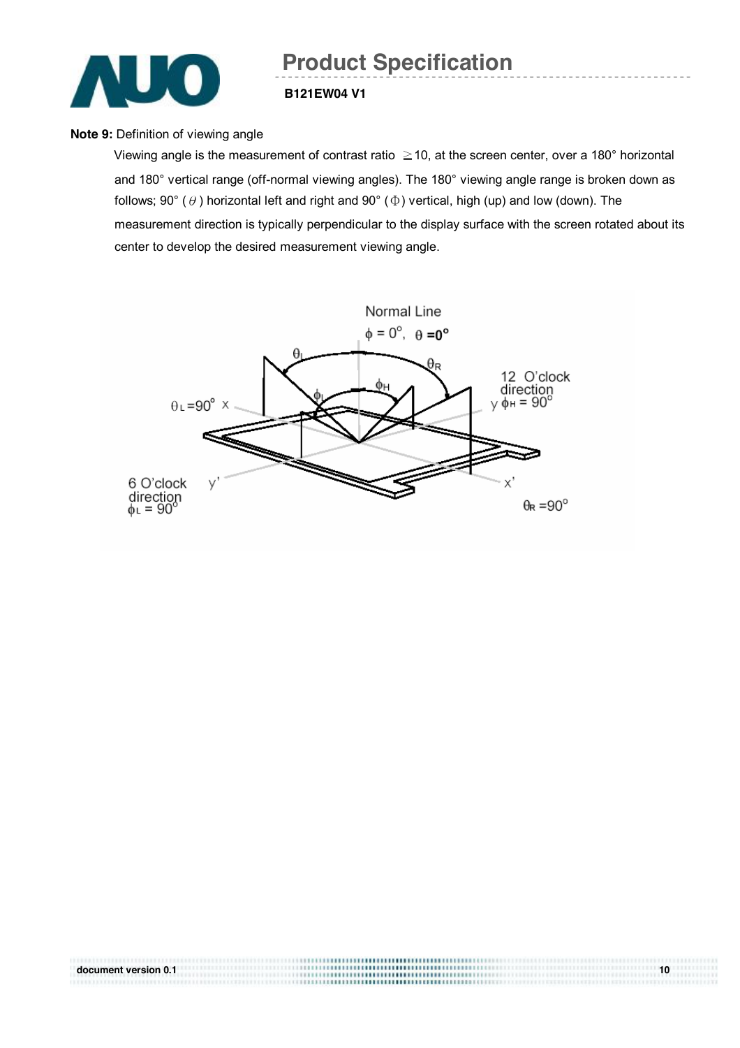**Note 9:** Definition of viewing angle

Viewing angle is the measurement of contrast ratio ≧10, at the screen center, over a 180° horizontal and 180° vertical range (off-normal viewing angles). The 180° viewing angle range is broken down as follows; 90° ($\theta$) horizontal left and right and 90° ($\Phi$) vertical, high (up) and low (down). The measurement direction is typically perpendicular to the display surface with the screen rotated about its center to develop the desired measurement viewing angle.

Normal Line

$\phi = 0^\circ$, $\theta = 0^\circ$

$\theta_L = 90^\circ$ x

12 O'clock direction y $\phi_H = 90^\circ$

6 O'clock direction $\phi_L = 90^\circ$ y'

x' $\theta_R = 90^\circ$

$\theta_L$ $\theta_R$ $\phi_H$ $\phi_L$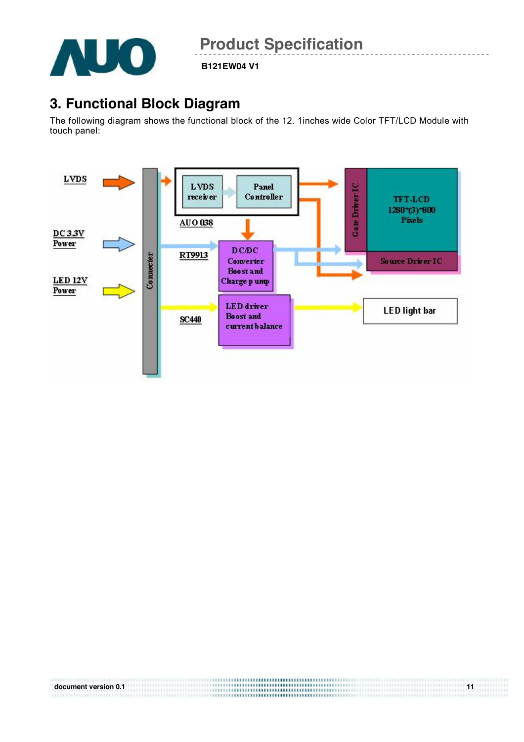# 3. Functional Block Diagram

The following diagram shows the functional block of the 12. 1inches wide Color TFT/LCD Module with touch panel:

LVDS

DC 3.3V Power

LED 12V Power

Connecter

LVDS receiver

Panel Controller

AUO 038

RT9913

DC/DC Converter Boost and Charge p ump

SC440

LED driver Boost and current balance

Gate Driver IC

TFT-LCD 1280*(3)*800 Pixels

Source Driver IC

LED light bar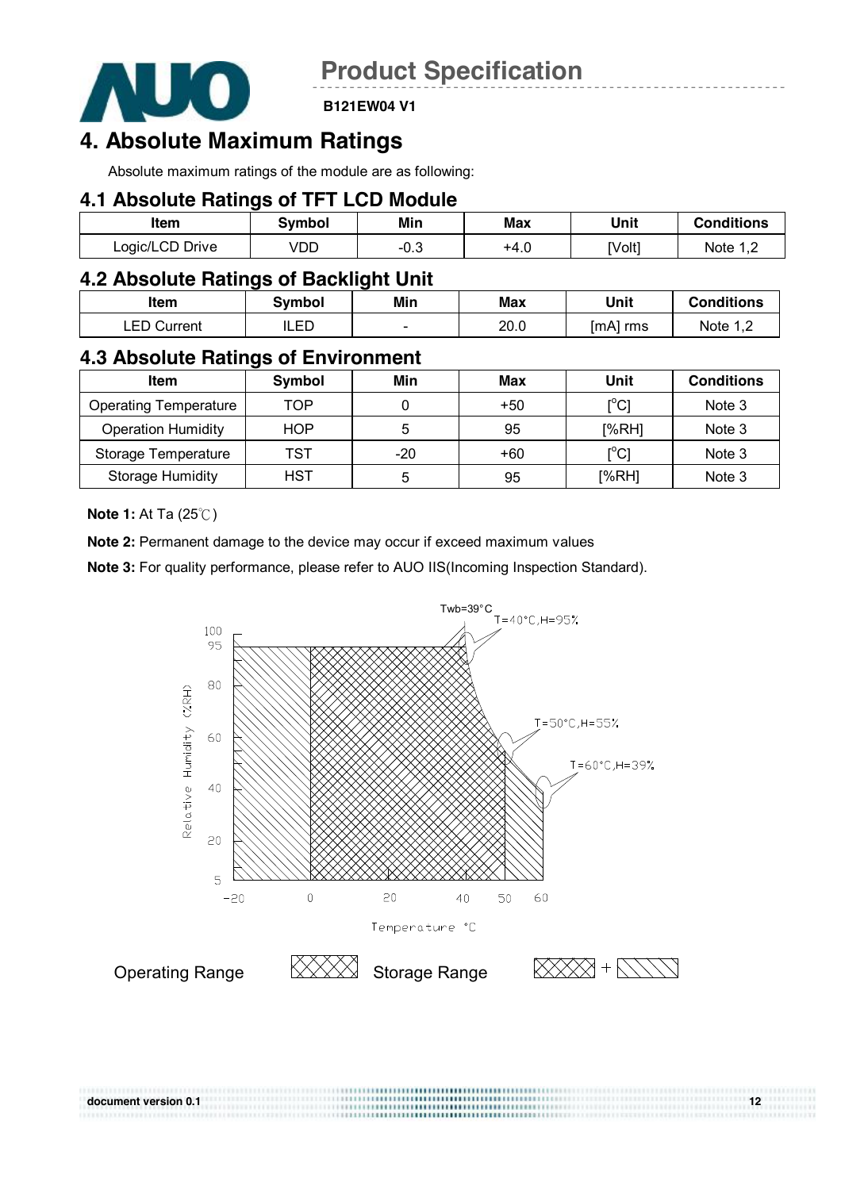# 4. Absolute Maximum Ratings

Absolute maximum ratings of the module are as following:

## 4.1 Absolute Ratings of TFT LCD Module

| Item | Symbol | Min | Max | Unit | Conditions |
|---|---|---|---|---|---|
| Logic/LCD Drive | VDD | -0.3 | +4.0 | [Volt] | Note 1,2 |

## 4.2 Absolute Ratings of Backlight Unit

| Item | Symbol | Min | Max | Unit | Conditions |
|---|---|---|---|---|---|
| LED Current | ILED | - | 20.0 | [mA] rms | Note 1,2 |

## 4.3 Absolute Ratings of Environment

| Item | Symbol | Min | Max | Unit | Conditions |
|---|---|---|---|---|---|
| Operating Temperature | TOP | 0 | +50 | [°C] | Note 3 |
| Operation Humidity | HOP | 5 | 95 | [%RH] | Note 3 |
| Storage Temperature | TST | -20 | +60 | [°C] | Note 3 |
| Storage Humidity | HST | 5 | 95 | [%RH] | Note 3 |

**Note 1:** At Ta (25℃)

**Note 2:** Permanent damage to the device may occur if exceed maximum values

**Note 3:** For quality performance, please refer to AUO IIS(Incoming Inspection Standard).

Twb=39°C
T=40°C,H=95%
T=50°C,H=55%
T=60°C,H=39%

Relative Humidity (%RH): 100, 95, 80, 60, 40, 20, 5

Temperature °C: -20, 0, 20, 40, 50, 60

Operating Range [cross-hatched] Storage Range [cross-hatched] + [diagonal-hatched]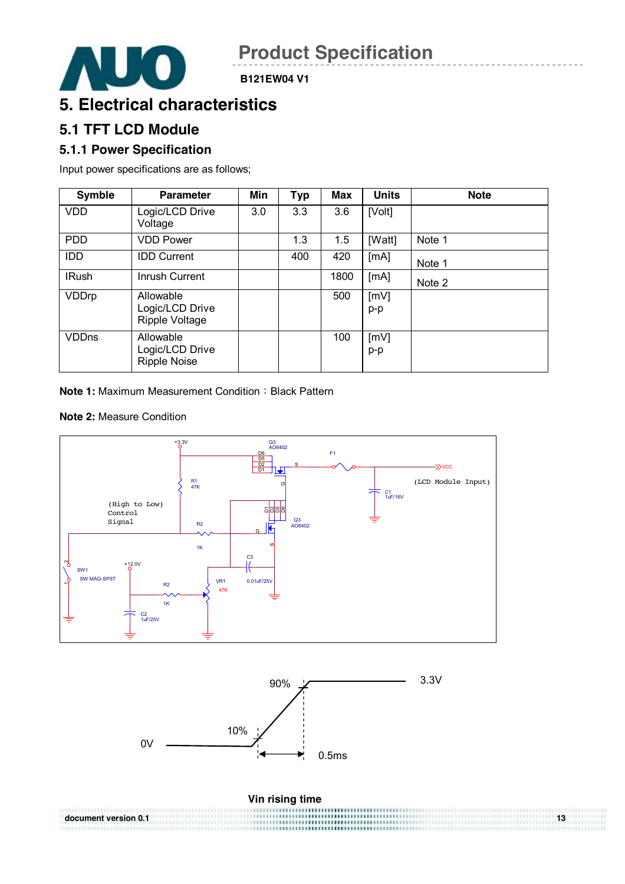# 5. Electrical characteristics

## 5.1 TFT LCD Module

### 5.1.1 Power Specification

Input power specifications are as follows;

| Symble | Parameter | Min | Typ | Max | Units | Note |
|---|---|---|---|---|---|---|
| VDD | Logic/LCD Drive Voltage | 3.0 | 3.3 | 3.6 | [Volt] | |
| PDD | VDD Power | | 1.3 | 1.5 | [Watt] | Note 1 |
| IDD | IDD Current | | 400 | 420 | [mA] | Note 1 |
| IRush | Inrush Current | | | 1800 | [mA] | Note 2 |
| VDDrp | Allowable Logic/LCD Drive Ripple Voltage | | | 500 | [mV] p-p | |
| VDDns | Allowable Logic/LCD Drive Ripple Noise | | | 100 | [mV] p-p | |

**Note 1:** Maximum Measurement Condition：Black Pattern

**Note 2:** Measure Condition

Vin rising time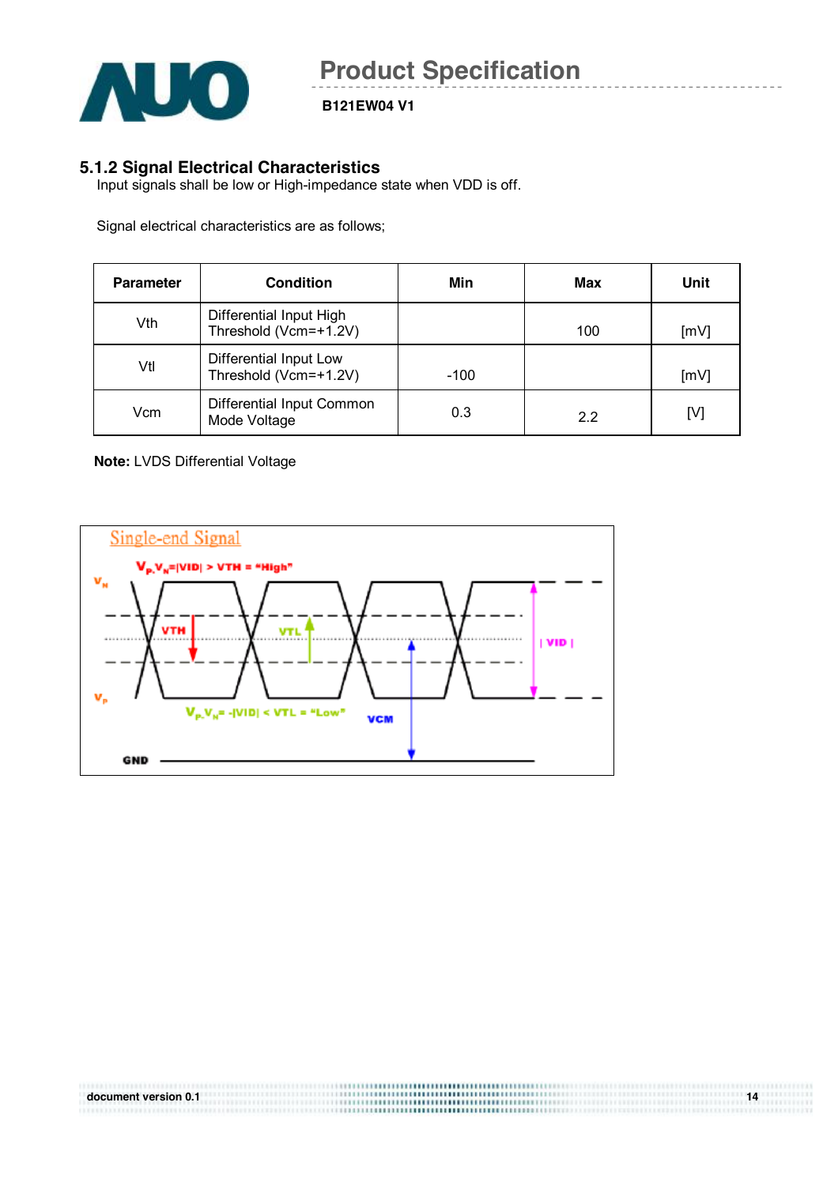### 5.1.2 Signal Electrical Characteristics

Input signals shall be low or High-impedance state when VDD is off.

Signal electrical characteristics are as follows;

| Parameter | Condition | Min | Max | Unit |
|---|---|---|---|---|
| Vth | Differential Input High Threshold (Vcm=+1.2V) | | 100 | [mV] |
| Vtl | Differential Input Low Threshold (Vcm=+1.2V) | -100 | | [mV] |
| Vcm | Differential Input Common Mode Voltage | 0.3 | 2.2 | [V] |

**Note:** LVDS Differential Voltage

Single-end Signal

$V_P$-$V_N$=|VID| > VTH = "High"

$V_N$

VTH

VTL

| VID |

$V_P$

$V_P$-$V_N$= -|VID| < VTL = "Low"

VCM

GND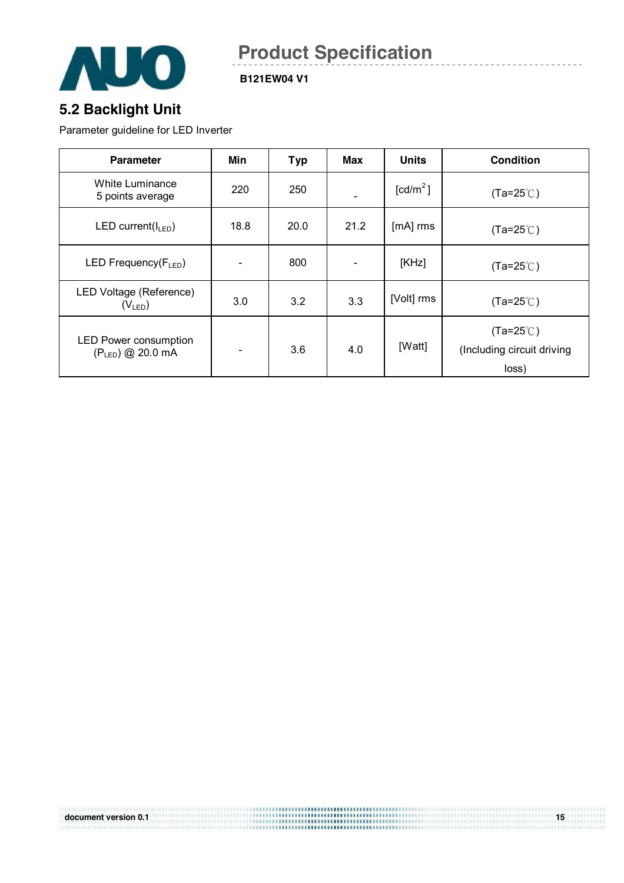## 5.2 Backlight Unit

Parameter guideline for LED Inverter

| Parameter | Min | Typ | Max | Units | Condition |
|---|---|---|---|---|---|
| White Luminance 5 points average | 220 | 250 | - | [cd/m$^2$] | (Ta=25℃) |
| LED current($I_{LED}$) | 18.8 | 20.0 | 21.2 | [mA] rms | (Ta=25℃) |
| LED Frequency($F_{LED}$) | - | 800 | - | [KHz] | (Ta=25℃) |
| LED Voltage (Reference) ($V_{LED}$) | 3.0 | 3.2 | 3.3 | [Volt] rms | (Ta=25℃) |
| LED Power consumption ($P_{LED}$) @ 20.0 mA | - | 3.6 | 4.0 | [Watt] | (Ta=25℃) (Including circuit driving loss) |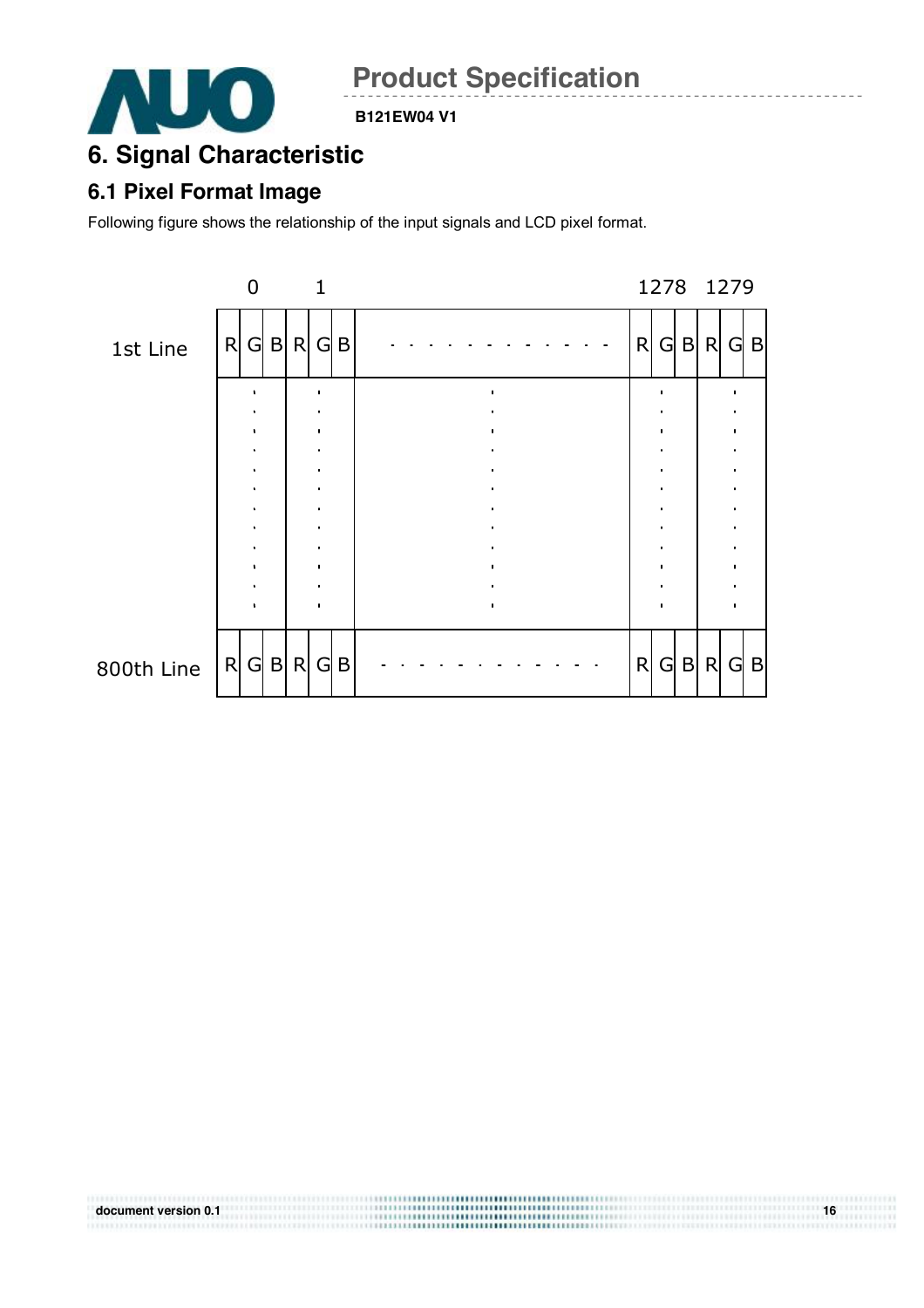# 6. Signal Characteristic

## 6.1 Pixel Format Image

Following figure shows the relationship of the input signals and LCD pixel format.

|  | 0 | | | 1 | | |  | 1278 | | | 1279 | | |
|---|---|---|---|---|---|---|---|---|---|---|---|---|---|
| 1st Line | R | G | B | R | G | B | - - - - - - - - - - - - | R | G | B | R | G | B |
|  | : | | | : | | | : | : | | | : | | |
| 800th Line | R | G | B | R | G | B | - - - - - - - - - - - - | R | G | B | R | G | B |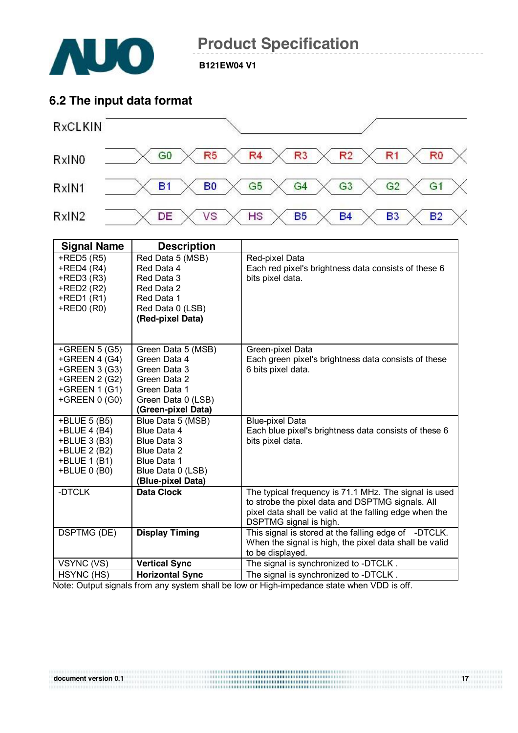## 6.2 The input data format

RxCLKIN

| RxIN0 | G0 | R5 | R4 | R3 | R2 | R1 | R0 |
|---|---|---|---|---|---|---|---|
| RxIN1 | B1 | B0 | G5 | G4 | G3 | G2 | G1 |
| RxIN2 | DE | VS | HS | B5 | B4 | B3 | B2 |

| Signal Name | Description | |
|---|---|---|
| +RED5 (R5)<br>+RED4 (R4)<br>+RED3 (R3)<br>+RED2 (R2)<br>+RED1 (R1)<br>+RED0 (R0) | Red Data 5 (MSB)<br>Red Data 4<br>Red Data 3<br>Red Data 2<br>Red Data 1<br>Red Data 0 (LSB)<br>**(Red-pixel Data)** | Red-pixel Data<br>Each red pixel's brightness data consists of these 6 bits pixel data. |
| +GREEN 5 (G5)<br>+GREEN 4 (G4)<br>+GREEN 3 (G3)<br>+GREEN 2 (G2)<br>+GREEN 1 (G1)<br>+GREEN 0 (G0) | Green Data 5 (MSB)<br>Green Data 4<br>Green Data 3<br>Green Data 2<br>Green Data 1<br>Green Data 0 (LSB)<br>**(Green-pixel Data)** | Green-pixel Data<br>Each green pixel's brightness data consists of these 6 bits pixel data. |
| +BLUE 5 (B5)<br>+BLUE 4 (B4)<br>+BLUE 3 (B3)<br>+BLUE 2 (B2)<br>+BLUE 1 (B1)<br>+BLUE 0 (B0) | Blue Data 5 (MSB)<br>Blue Data 4<br>Blue Data 3<br>Blue Data 2<br>Blue Data 1<br>Blue Data 0 (LSB)<br>**(Blue-pixel Data)** | Blue-pixel Data<br>Each blue pixel's brightness data consists of these 6 bits pixel data. |
| -DTCLK | **Data Clock** | The typical frequency is 71.1 MHz. The signal is used to strobe the pixel data and DSPTMG signals. All pixel data shall be valid at the falling edge when the DSPTMG signal is high. |
| DSPTMG (DE) | **Display Timing** | This signal is stored at the falling edge of -DTCLK. When the signal is high, the pixel data shall be valid to be displayed. |
| VSYNC (VS) | **Vertical Sync** | The signal is synchronized to -DTCLK . |
| HSYNC (HS) | **Horizontal Sync** | The signal is synchronized to -DTCLK . |

Note: Output signals from any system shall be low or High-impedance state when VDD is off.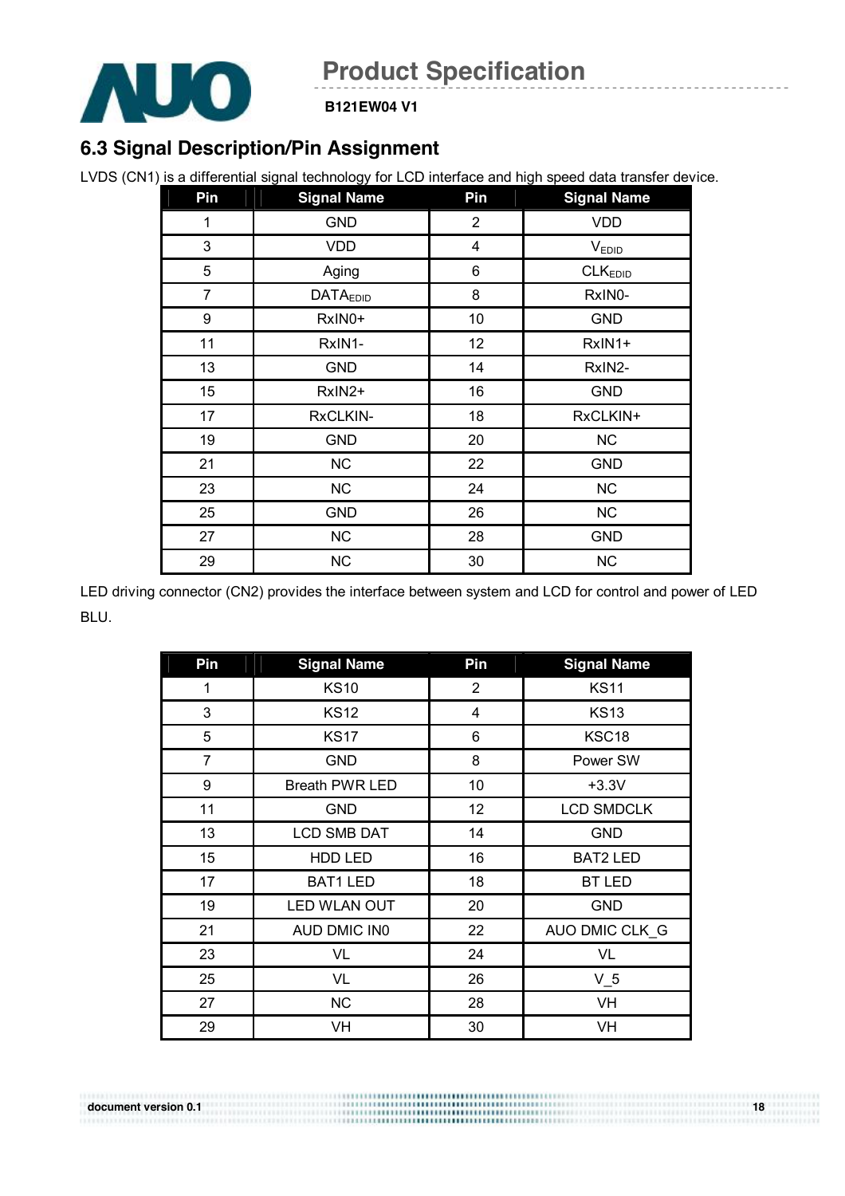## 6.3 Signal Description/Pin Assignment

LVDS (CN1) is a differential signal technology for LCD interface and high speed data transfer device.

| Pin | Signal Name | Pin | Signal Name |
|---|---|---|---|
| 1 | GND | 2 | VDD |
| 3 | VDD | 4 | $V_{EDID}$ |
| 5 | Aging | 6 | $CLK_{EDID}$ |
| 7 | $DATA_{EDID}$ | 8 | RxIN0- |
| 9 | RxIN0+ | 10 | GND |
| 11 | RxIN1- | 12 | RxIN1+ |
| 13 | GND | 14 | RxIN2- |
| 15 | RxIN2+ | 16 | GND |
| 17 | RxCLKIN- | 18 | RxCLKIN+ |
| 19 | GND | 20 | NC |
| 21 | NC | 22 | GND |
| 23 | NC | 24 | NC |
| 25 | GND | 26 | NC |
| 27 | NC | 28 | GND |
| 29 | NC | 30 | NC |

LED driving connector (CN2) provides the interface between system and LCD for control and power of LED BLU.

| Pin | Signal Name | Pin | Signal Name |
|---|---|---|---|
| 1 | KS10 | 2 | KS11 |
| 3 | KS12 | 4 | KS13 |
| 5 | KS17 | 6 | KSC18 |
| 7 | GND | 8 | Power SW |
| 9 | Breath PWR LED | 10 | +3.3V |
| 11 | GND | 12 | LCD SMDCLK |
| 13 | LCD SMB DAT | 14 | GND |
| 15 | HDD LED | 16 | BAT2 LED |
| 17 | BAT1 LED | 18 | BT LED |
| 19 | LED WLAN OUT | 20 | GND |
| 21 | AUD DMIC IN0 | 22 | AUO DMIC CLK_G |
| 23 | VL | 24 | VL |
| 25 | VL | 26 | V_5 |
| 27 | NC | 28 | VH |
| 29 | VH | 30 | VH |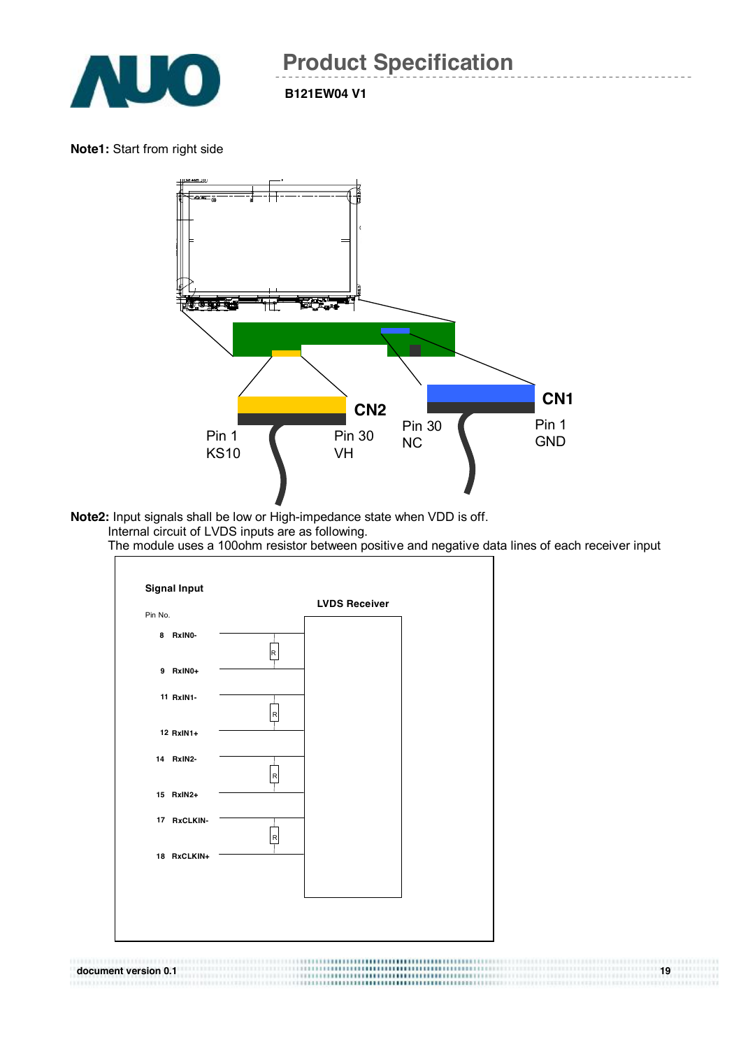**Note1:** Start from right side

CN2

Pin 1
KS10

Pin 30
VH

CN1

Pin 30
NC

Pin 1
GND

**Note2:** Input signals shall be low or High-impedance state when VDD is off.
Internal circuit of LVDS inputs are as following.
The module uses a 100ohm resistor between positive and negative data lines of each receiver input

**Signal Input**

**LVDS Receiver**

| Pin No. | Signal |
| --- | --- |
| 8 | RxIN0- |
| 9 | RxIN0+ |
| 11 | RxIN1- |
| 12 | RxIN1+ |
| 14 | RxIN2- |
| 15 | RxIN2+ |
| 17 | RxCLKIN- |
| 18 | RxCLKIN+ |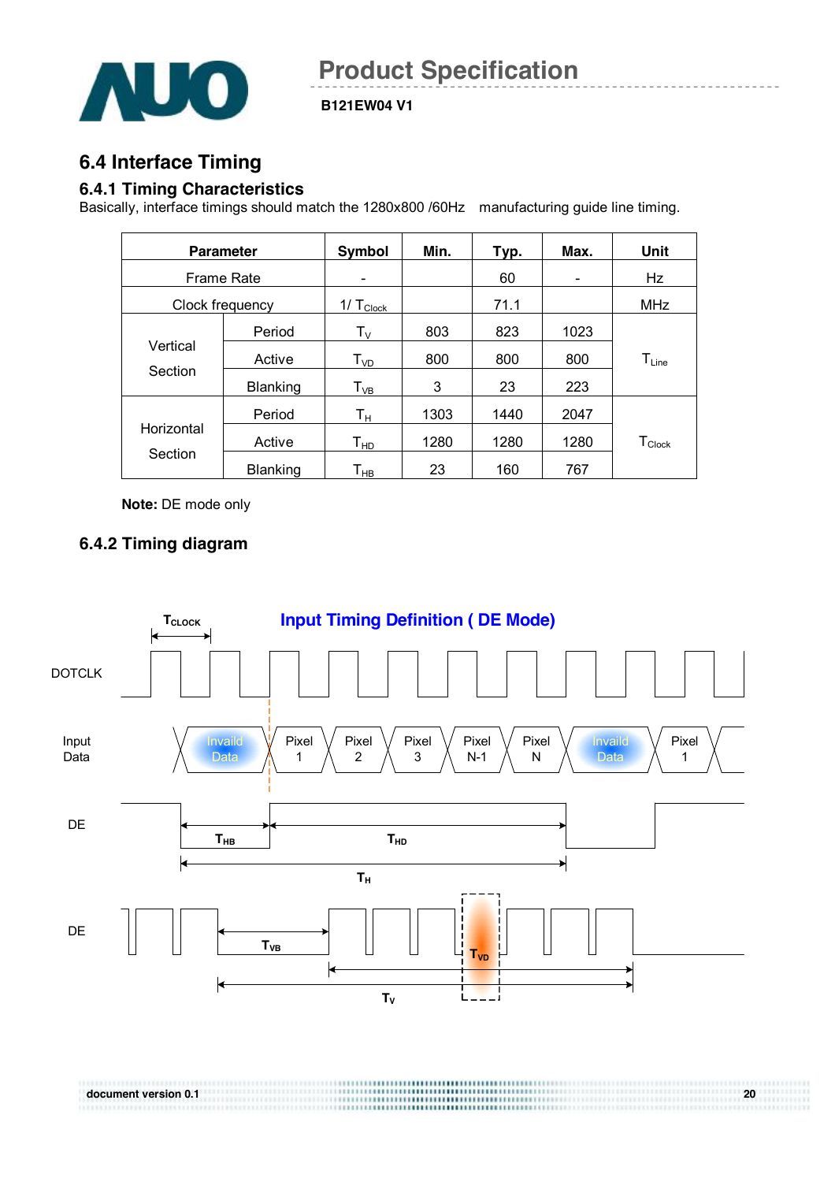## 6.4 Interface Timing

### 6.4.1 Timing Characteristics

Basically, interface timings should match the 1280x800 /60Hz manufacturing guide line timing.

| Parameter | | Symbol | Min. | Typ. | Max. | Unit |
|---|---|---|---|---|---|---|
| Frame Rate | | - | | 60 | - | Hz |
| Clock frequency | | $1/T_{Clock}$ | | 71.1 | | MHz |
| Vertical Section | Period | $T_V$ | 803 | 823 | 1023 | $T_{Line}$ |
| | Active | $T_{VD}$ | 800 | 800 | 800 | |
| | Blanking | $T_{VB}$ | 3 | 23 | 223 | |
| Horizontal Section | Period | $T_H$ | 1303 | 1440 | 2047 | $T_{Clock}$ |
| | Active | $T_{HD}$ | 1280 | 1280 | 1280 | |
| | Blanking | $T_{HB}$ | 23 | 160 | 767 | |

**Note:** DE mode only

### 6.4.2 Timing diagram

**Input Timing Definition ( DE Mode)**

$T_{CLOCK}$

DOTCLK

Input Data: Invaild Data | Pixel 1 | Pixel 2 | Pixel 3 | Pixel N-1 | Pixel N | Invaild Data | Pixel 1

DE: $T_{HB}$, $T_{HD}$, $T_H$

DE: $T_{VB}$, $T_{VD}$, $T_V$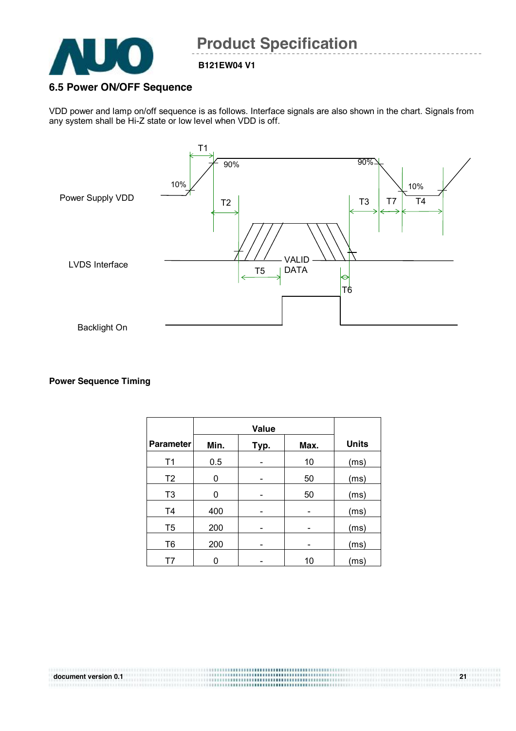## 6.5 Power ON/OFF Sequence

VDD power and lamp on/off sequence is as follows. Interface signals are also shown in the chart. Signals from any system shall be Hi-Z state or low level when VDD is off.

Power Supply VDD

LVDS Interface

Backlight On

T1 T2 T3 T4 T5 T6 T7 10% 90% 90% 10% VALID DATA

**Power Sequence Timing**

| Parameter | Value | | | Units |
|---|---|---|---|---|
| | Min. | Typ. | Max. | |
| T1 | 0.5 | - | 10 | (ms) |
| T2 | 0 | - | 50 | (ms) |
| T3 | 0 | - | 50 | (ms) |
| T4 | 400 | - | - | (ms) |
| T5 | 200 | - | - | (ms) |
| T6 | 200 | - | - | (ms) |
| T7 | 0 | - | 10 | (ms) |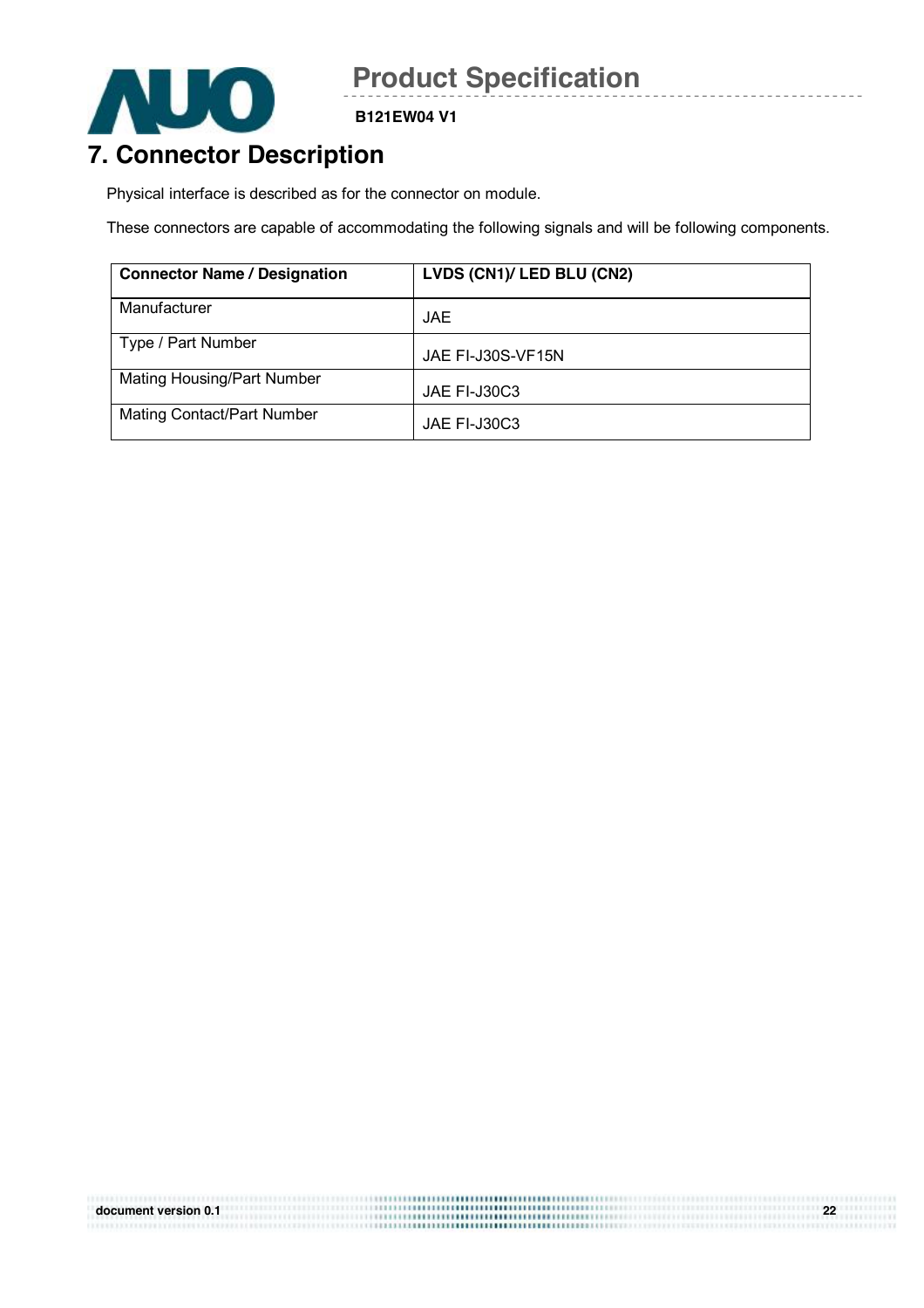# 7. Connector Description

Physical interface is described as for the connector on module.

These connectors are capable of accommodating the following signals and will be following components.

| Connector Name / Designation | LVDS (CN1)/ LED BLU (CN2) |
|---|---|
| Manufacturer | JAE |
| Type / Part Number | JAE FI-J30S-VF15N |
| Mating Housing/Part Number | JAE FI-J30C3 |
| Mating Contact/Part Number | JAE FI-J30C3 |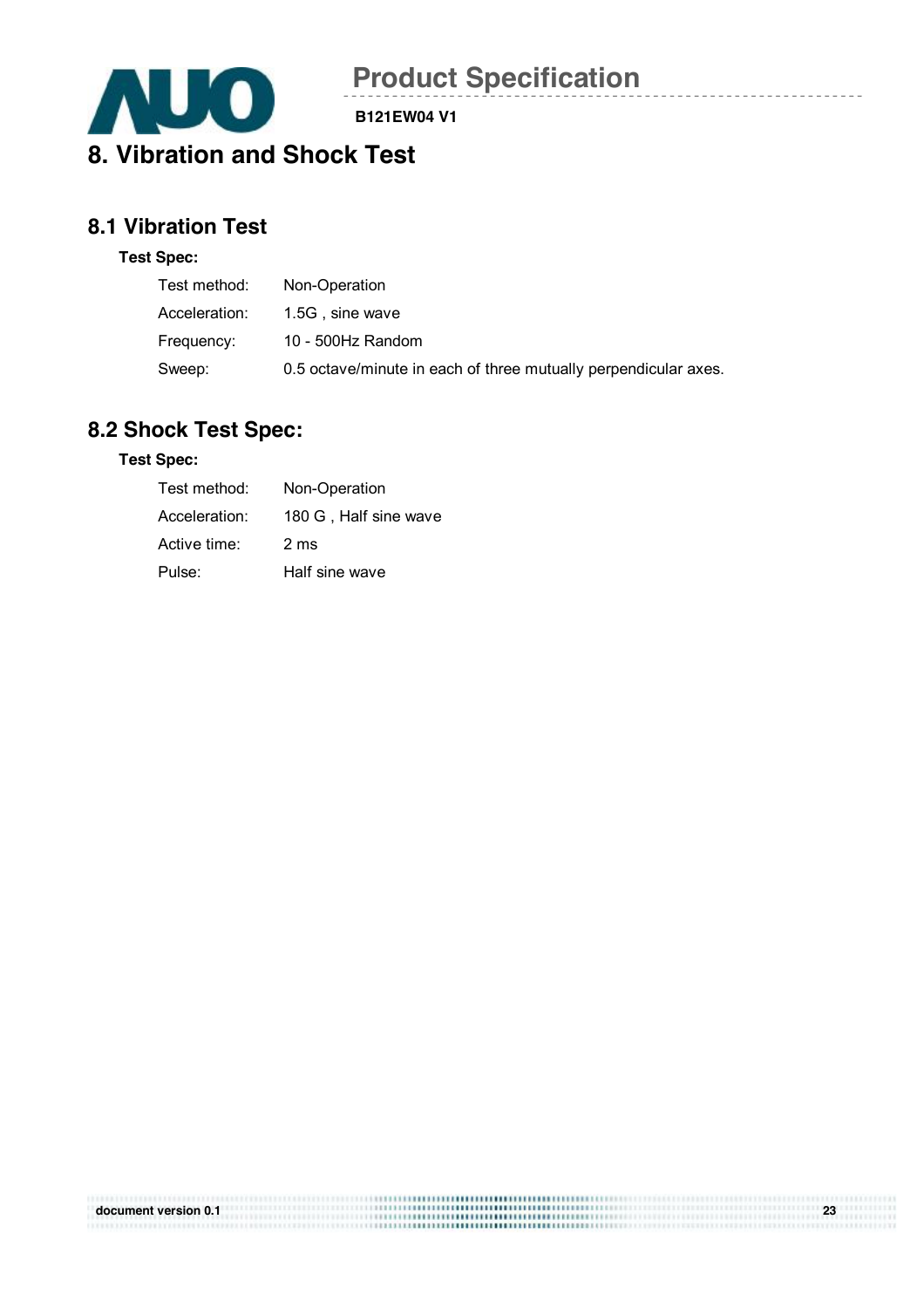# 8. Vibration and Shock Test

## 8.1 Vibration Test

**Test Spec:**

| | |
|---|---|
| Test method: | Non-Operation |
| Acceleration: | 1.5G , sine wave |
| Frequency: | 10 - 500Hz Random |
| Sweep: | 0.5 octave/minute in each of three mutually perpendicular axes. |

## 8.2 Shock Test Spec:

**Test Spec:**

| | |
|---|---|
| Test method: | Non-Operation |
| Acceleration: | 180 G , Half sine wave |
| Active time: | 2 ms |
| Pulse: | Half sine wave |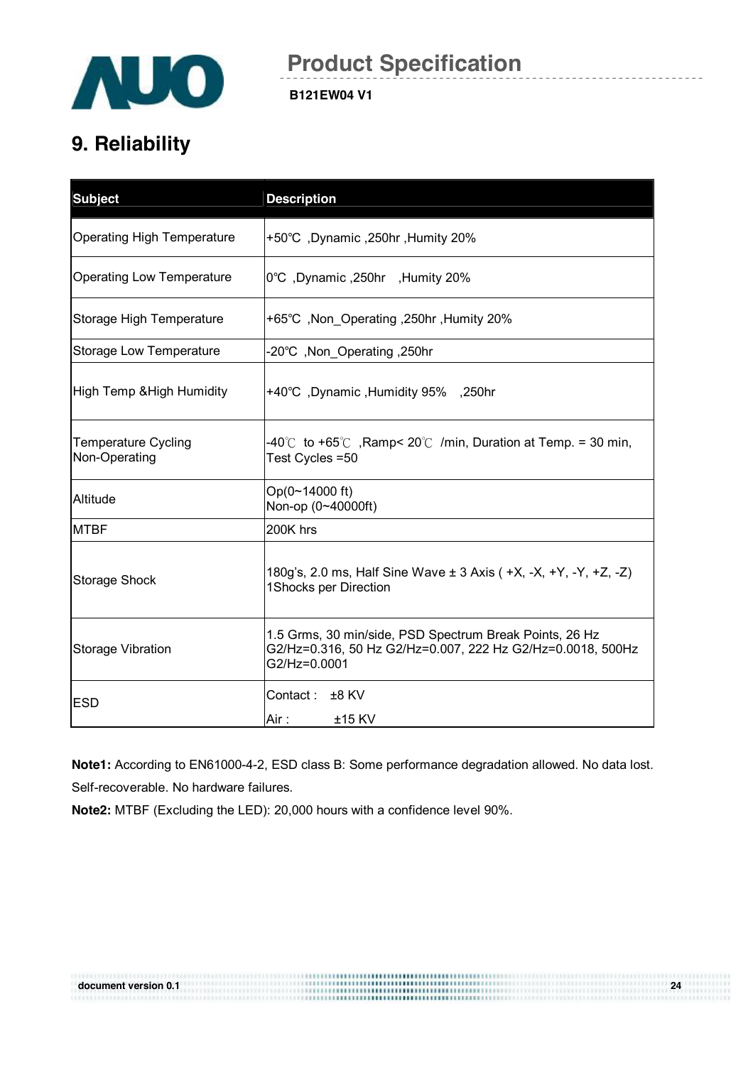# 9. Reliability

| Subject | Description |
|---|---|
| Operating High Temperature | +50°C ,Dynamic ,250hr ,Humity 20% |
| Operating Low Temperature | 0°C ,Dynamic ,250hr ,Humity 20% |
| Storage High Temperature | +65°C ,Non_Operating ,250hr ,Humity 20% |
| Storage Low Temperature | -20°C ,Non_Operating ,250hr |
| High Temp &High Humidity | +40°C ,Dynamic ,Humidity 95% ,250hr |
| Temperature Cycling Non-Operating | -40℃ to +65℃ ,Ramp< 20℃ /min, Duration at Temp. = 30 min, Test Cycles =50 |
| Altitude | Op(0~14000 ft)<br>Non-op (0~40000ft) |
| MTBF | 200K hrs |
| Storage Shock | 180g's, 2.0 ms, Half Sine Wave ± 3 Axis ( +X, -X, +Y, -Y, +Z, -Z) 1Shocks per Direction |
| Storage Vibration | 1.5 Grms, 30 min/side, PSD Spectrum Break Points, 26 Hz G2/Hz=0.316, 50 Hz G2/Hz=0.007, 222 Hz G2/Hz=0.0018, 500Hz G2/Hz=0.0001 |
| ESD | Contact : ±8 KV<br>Air : ±15 KV |

**Note1:** According to EN61000-4-2, ESD class B: Some performance degradation allowed. No data lost. Self-recoverable. No hardware failures.

**Note2:** MTBF (Excluding the LED): 20,000 hours with a confidence level 90%.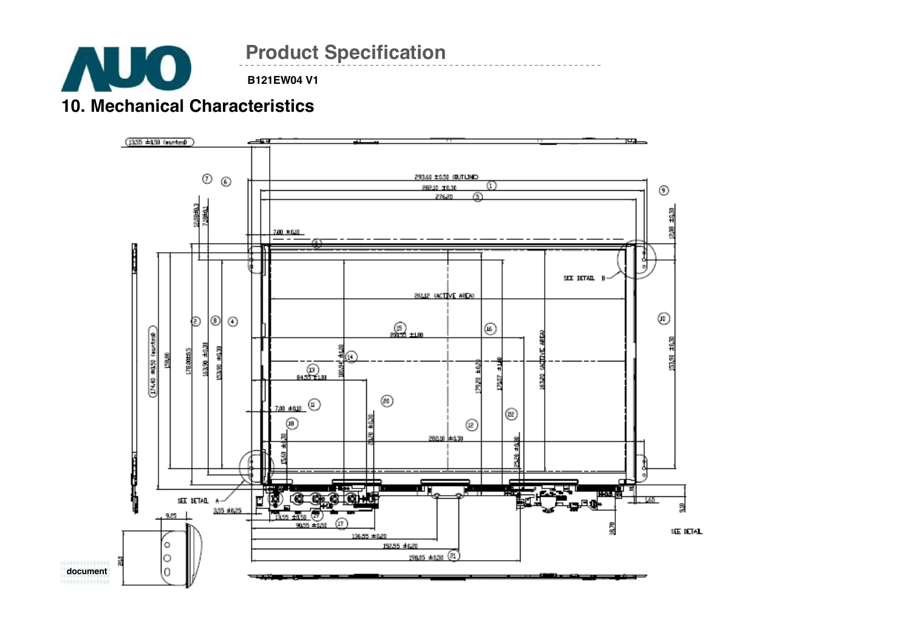## 10. Mechanical Characteristics

document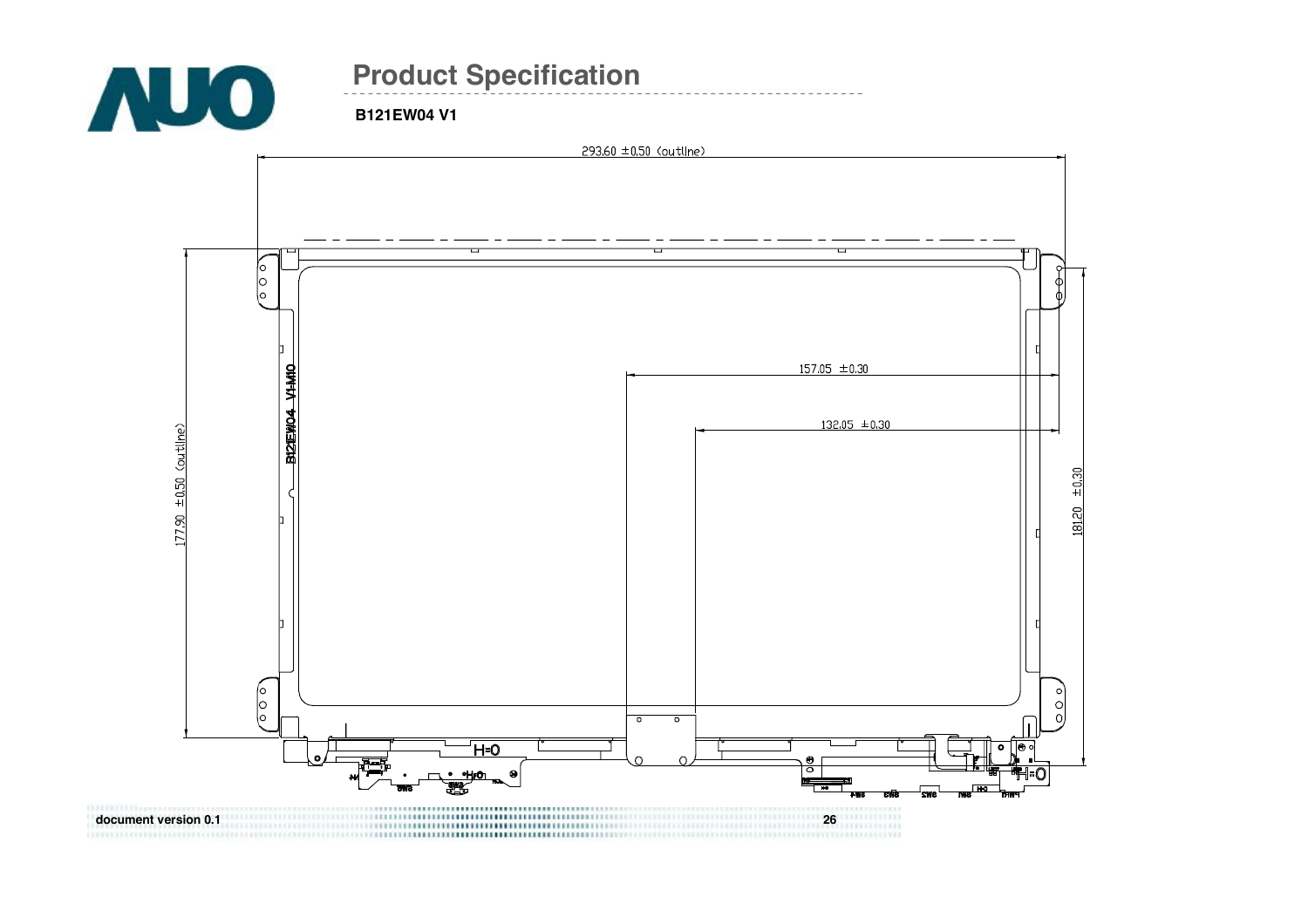# Product Specification

**B121EW04 V1**

293.60 ±0.50 (outline)

177.90 ±0.50 (outline)

157.05 ±0.30

132.05 ±0.30

181.20 ±0.30

B121EW04 V1-MIO

H=0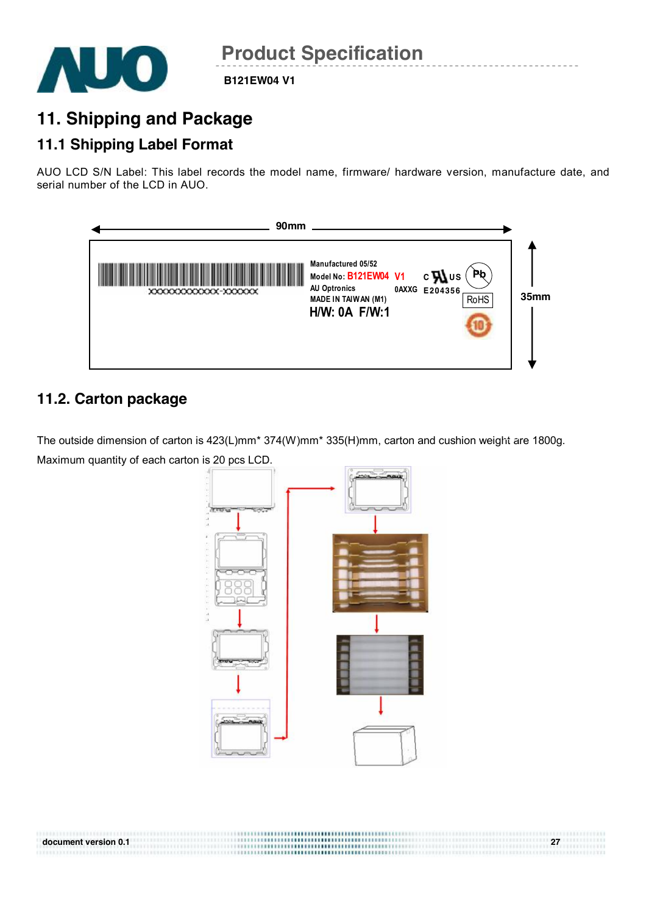# 11. Shipping and Package

## 11.1 Shipping Label Format

AUO LCD S/N Label: This label records the model name, firmware/ hardware version, manufacture date, and serial number of the LCD in AUO.

90mm

XXXXXXXXXXXX-XXXXXX

Manufactured 05/52
Model No: B121EW04 V1
AU Optronics
MADE IN TAIWAN (M1)
H/W: 0A F/W:1

0AXXG

c US
E204356

Pb
RoHS

35mm

## 11.2. Carton package

The outside dimension of carton is 423(L)mm* 374(W)mm* 335(H)mm, carton and cushion weight are 1800g.

Maximum quantity of each carton is 20 pcs LCD.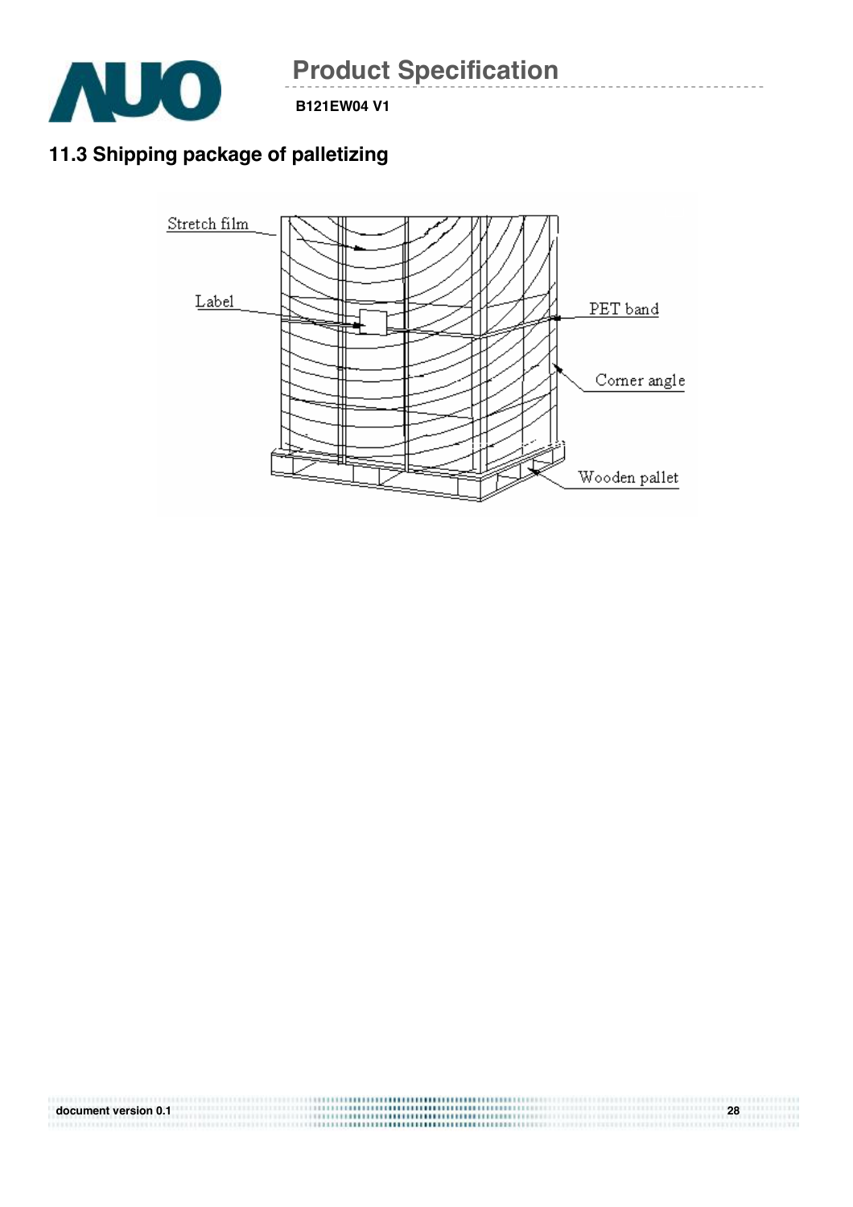## 11.3 Shipping package of palletizing

Stretch film

Label

PET band

Corner angle

Wooden pallet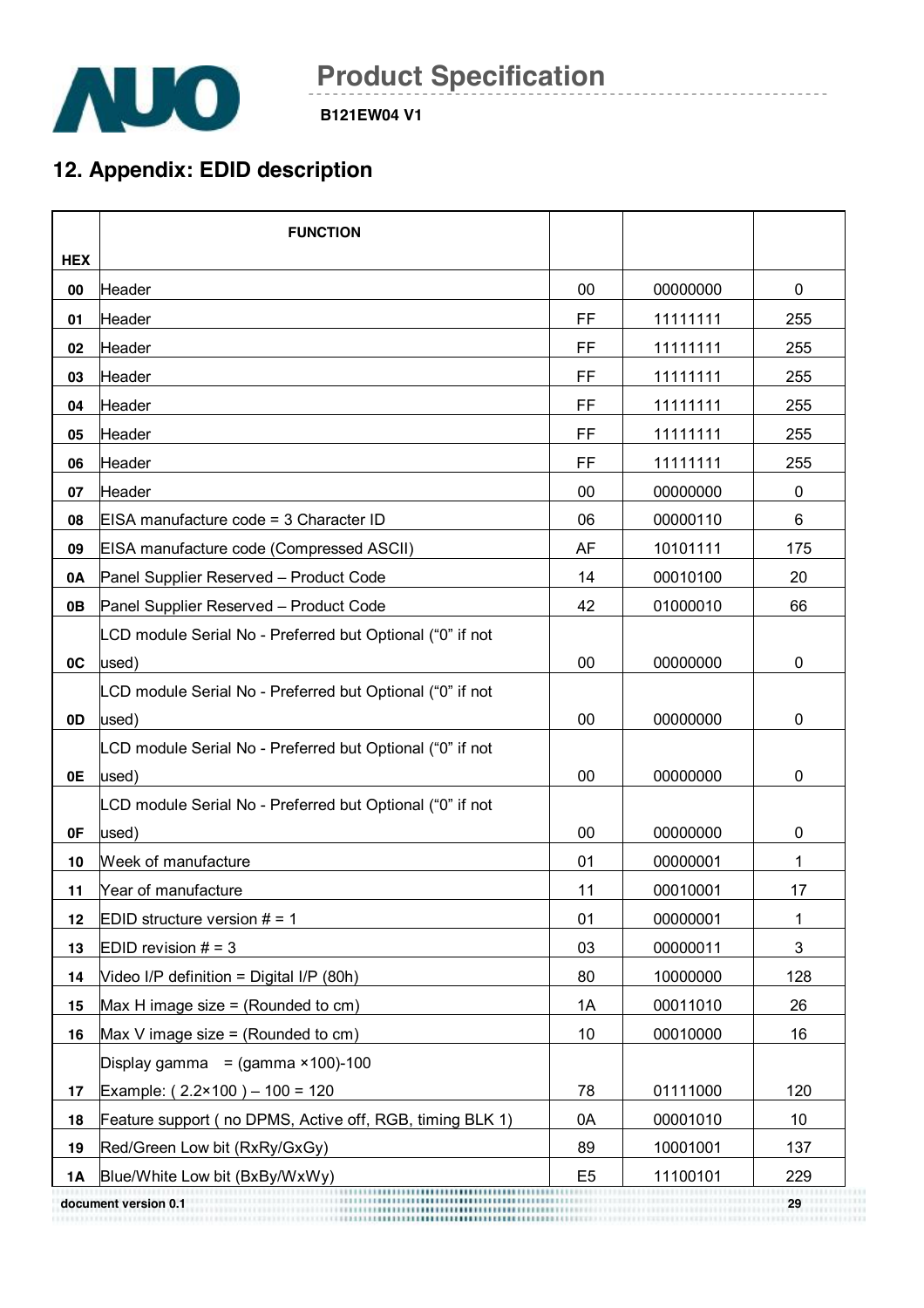## 12. Appendix: EDID description

| HEX | FUNCTION | | | |
|---|---|---|---|---|
| 00 | Header | 00 | 00000000 | 0 |
| 01 | Header | FF | 11111111 | 255 |
| 02 | Header | FF | 11111111 | 255 |
| 03 | Header | FF | 11111111 | 255 |
| 04 | Header | FF | 11111111 | 255 |
| 05 | Header | FF | 11111111 | 255 |
| 06 | Header | FF | 11111111 | 255 |
| 07 | Header | 00 | 00000000 | 0 |
| 08 | EISA manufacture code = 3 Character ID | 06 | 00000110 | 6 |
| 09 | EISA manufacture code (Compressed ASCII) | AF | 10101111 | 175 |
| 0A | Panel Supplier Reserved – Product Code | 14 | 00010100 | 20 |
| 0B | Panel Supplier Reserved – Product Code | 42 | 01000010 | 66 |
| 0C | LCD module Serial No - Preferred but Optional ("0" if not used) | 00 | 00000000 | 0 |
| 0D | LCD module Serial No - Preferred but Optional ("0" if not used) | 00 | 00000000 | 0 |
| 0E | LCD module Serial No - Preferred but Optional ("0" if not used) | 00 | 00000000 | 0 |
| 0F | LCD module Serial No - Preferred but Optional ("0" if not used) | 00 | 00000000 | 0 |
| 10 | Week of manufacture | 01 | 00000001 | 1 |
| 11 | Year of manufacture | 11 | 00010001 | 17 |
| 12 | EDID structure version # = 1 | 01 | 00000001 | 1 |
| 13 | EDID revision # = 3 | 03 | 00000011 | 3 |
| 14 | Video I/P definition = Digital I/P (80h) | 80 | 10000000 | 128 |
| 15 | Max H image size = (Rounded to cm) | 1A | 00011010 | 26 |
| 16 | Max V image size = (Rounded to cm) | 10 | 00010000 | 16 |
| 17 | Display gamma = (gamma ×100)-100 Example: ( 2.2×100 ) – 100 = 120 | 78 | 01111000 | 120 |
| 18 | Feature support ( no DPMS, Active off, RGB, timing BLK 1) | 0A | 00001010 | 10 |
| 19 | Red/Green Low bit (RxRy/GxGy) | 89 | 10001001 | 137 |
| 1A | Blue/White Low bit (BxBy/WxWy) | E5 | 11100101 | 229 |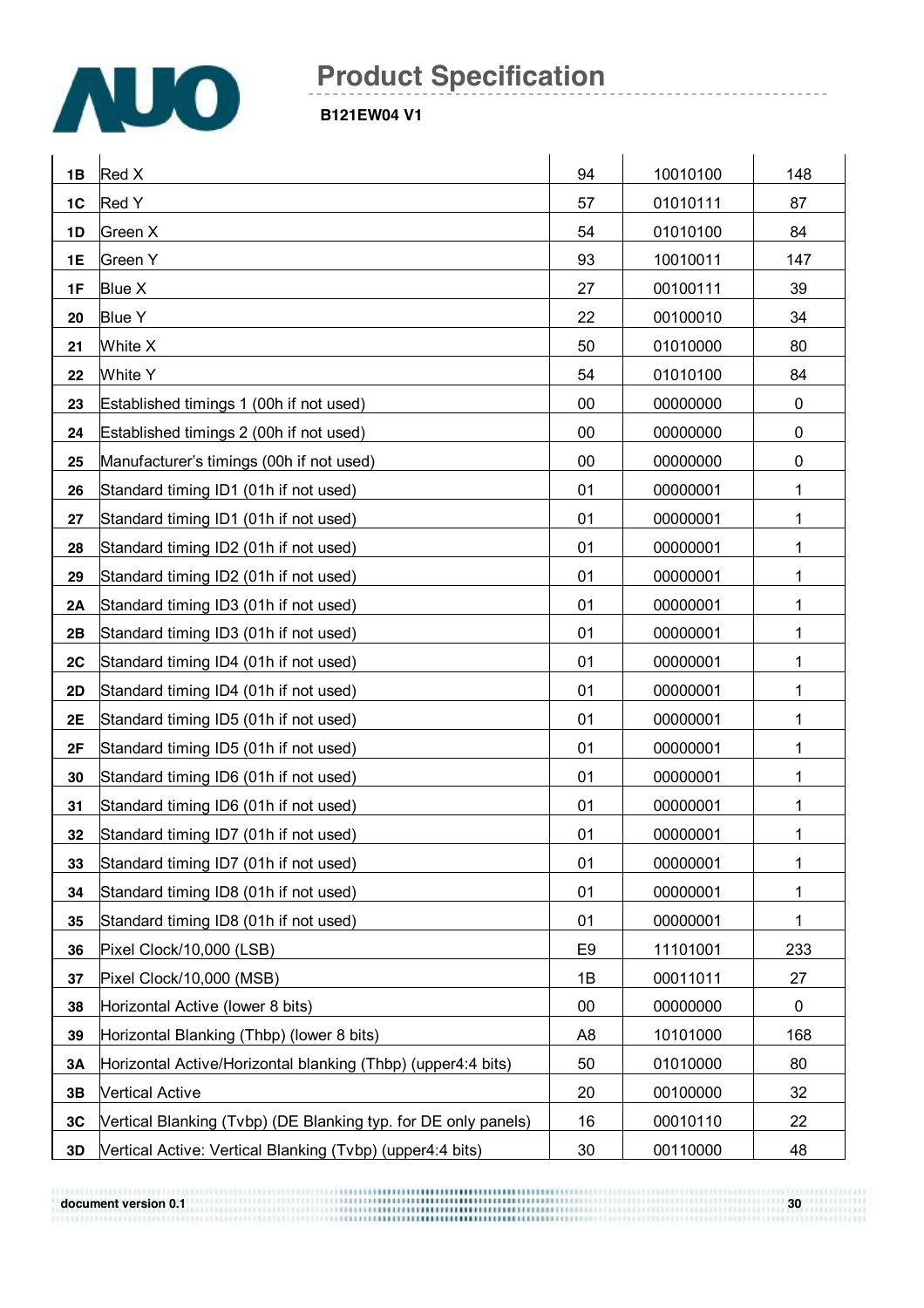| | | | | |
|---|---|---|---|---|
| 1B | Red X | 94 | 10010100 | 148 |
| 1C | Red Y | 57 | 01010111 | 87 |
| 1D | Green X | 54 | 01010100 | 84 |
| 1E | Green Y | 93 | 10010011 | 147 |
| 1F | Blue X | 27 | 00100111 | 39 |
| 20 | Blue Y | 22 | 00100010 | 34 |
| 21 | White X | 50 | 01010000 | 80 |
| 22 | White Y | 54 | 01010100 | 84 |
| 23 | Established timings 1 (00h if not used) | 00 | 00000000 | 0 |
| 24 | Established timings 2 (00h if not used) | 00 | 00000000 | 0 |
| 25 | Manufacturer's timings (00h if not used) | 00 | 00000000 | 0 |
| 26 | Standard timing ID1 (01h if not used) | 01 | 00000001 | 1 |
| 27 | Standard timing ID1 (01h if not used) | 01 | 00000001 | 1 |
| 28 | Standard timing ID2 (01h if not used) | 01 | 00000001 | 1 |
| 29 | Standard timing ID2 (01h if not used) | 01 | 00000001 | 1 |
| 2A | Standard timing ID3 (01h if not used) | 01 | 00000001 | 1 |
| 2B | Standard timing ID3 (01h if not used) | 01 | 00000001 | 1 |
| 2C | Standard timing ID4 (01h if not used) | 01 | 00000001 | 1 |
| 2D | Standard timing ID4 (01h if not used) | 01 | 00000001 | 1 |
| 2E | Standard timing ID5 (01h if not used) | 01 | 00000001 | 1 |
| 2F | Standard timing ID5 (01h if not used) | 01 | 00000001 | 1 |
| 30 | Standard timing ID6 (01h if not used) | 01 | 00000001 | 1 |
| 31 | Standard timing ID6 (01h if not used) | 01 | 00000001 | 1 |
| 32 | Standard timing ID7 (01h if not used) | 01 | 00000001 | 1 |
| 33 | Standard timing ID7 (01h if not used) | 01 | 00000001 | 1 |
| 34 | Standard timing ID8 (01h if not used) | 01 | 00000001 | 1 |
| 35 | Standard timing ID8 (01h if not used) | 01 | 00000001 | 1 |
| 36 | Pixel Clock/10,000 (LSB) | E9 | 11101001 | 233 |
| 37 | Pixel Clock/10,000 (MSB) | 1B | 00011011 | 27 |
| 38 | Horizontal Active (lower 8 bits) | 00 | 00000000 | 0 |
| 39 | Horizontal Blanking (Thbp) (lower 8 bits) | A8 | 10101000 | 168 |
| 3A | Horizontal Active/Horizontal blanking (Thbp) (upper4:4 bits) | 50 | 01010000 | 80 |
| 3B | Vertical Active | 20 | 00100000 | 32 |
| 3C | Vertical Blanking (Tvbp) (DE Blanking typ. for DE only panels) | 16 | 00010110 | 22 |
| 3D | Vertical Active: Vertical Blanking (Tvbp) (upper4:4 bits) | 30 | 00110000 | 48 |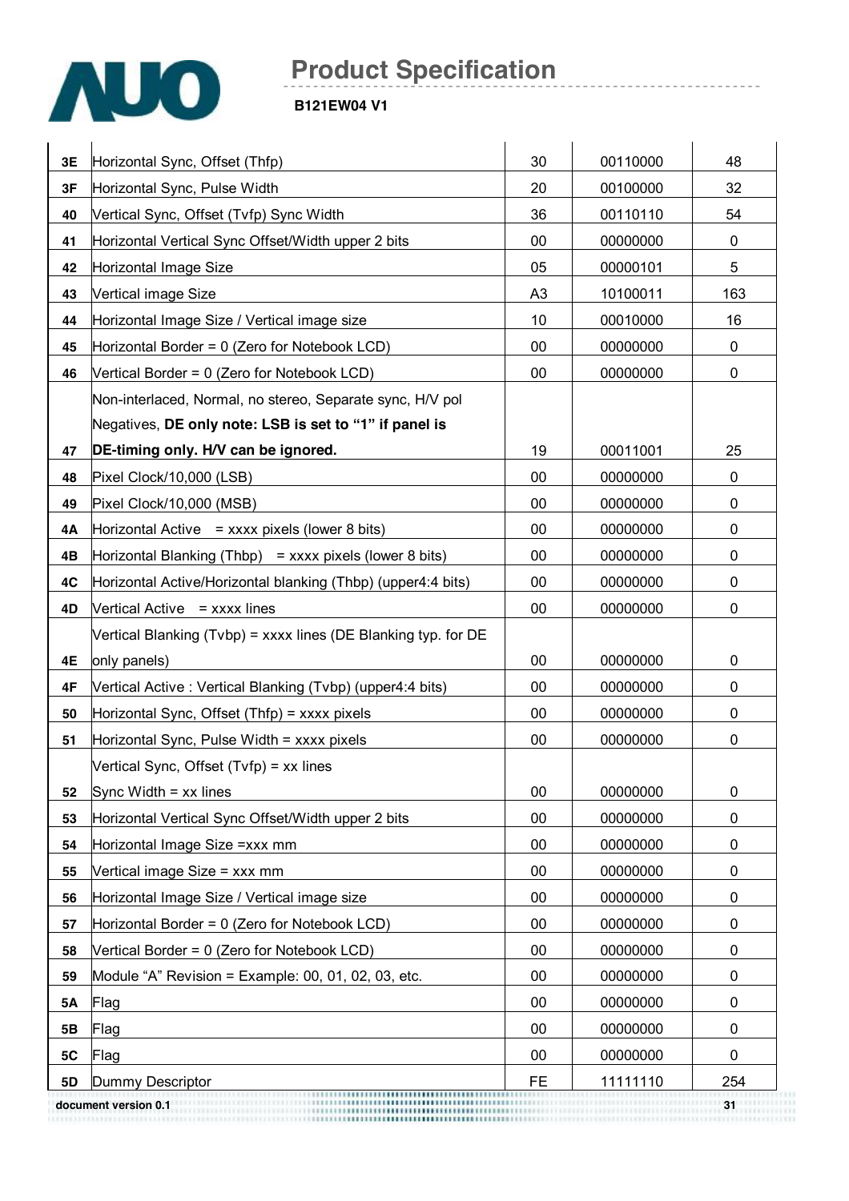| | | | | |
|---|---|---|---|---|
| 3E | Horizontal Sync, Offset (Thfp) | 30 | 00110000 | 48 |
| 3F | Horizontal Sync, Pulse Width | 20 | 00100000 | 32 |
| 40 | Vertical Sync, Offset (Tvfp) Sync Width | 36 | 00110110 | 54 |
| 41 | Horizontal Vertical Sync Offset/Width upper 2 bits | 00 | 00000000 | 0 |
| 42 | Horizontal Image Size | 05 | 00000101 | 5 |
| 43 | Vertical image Size | A3 | 10100011 | 163 |
| 44 | Horizontal Image Size / Vertical image size | 10 | 00010000 | 16 |
| 45 | Horizontal Border = 0 (Zero for Notebook LCD) | 00 | 00000000 | 0 |
| 46 | Vertical Border = 0 (Zero for Notebook LCD) | 00 | 00000000 | 0 |
| 47 | Non-interlaced, Normal, no stereo, Separate sync, H/V pol Negatives, **DE only note: LSB is set to "1" if panel is DE-timing only. H/V can be ignored.** | 19 | 00011001 | 25 |
| 48 | Pixel Clock/10,000 (LSB) | 00 | 00000000 | 0 |
| 49 | Pixel Clock/10,000 (MSB) | 00 | 00000000 | 0 |
| 4A | Horizontal Active = xxxx pixels (lower 8 bits) | 00 | 00000000 | 0 |
| 4B | Horizontal Blanking (Thbp) = xxxx pixels (lower 8 bits) | 00 | 00000000 | 0 |
| 4C | Horizontal Active/Horizontal blanking (Thbp) (upper4:4 bits) | 00 | 00000000 | 0 |
| 4D | Vertical Active = xxxx lines | 00 | 00000000 | 0 |
| 4E | Vertical Blanking (Tvbp) = xxxx lines (DE Blanking typ. for DE only panels) | 00 | 00000000 | 0 |
| 4F | Vertical Active : Vertical Blanking (Tvbp) (upper4:4 bits) | 00 | 00000000 | 0 |
| 50 | Horizontal Sync, Offset (Thfp) = xxxx pixels | 00 | 00000000 | 0 |
| 51 | Horizontal Sync, Pulse Width = xxxx pixels | 00 | 00000000 | 0 |
| 52 | Vertical Sync, Offset (Tvfp) = xx lines Sync Width = xx lines | 00 | 00000000 | 0 |
| 53 | Horizontal Vertical Sync Offset/Width upper 2 bits | 00 | 00000000 | 0 |
| 54 | Horizontal Image Size =xxx mm | 00 | 00000000 | 0 |
| 55 | Vertical image Size = xxx mm | 00 | 00000000 | 0 |
| 56 | Horizontal Image Size / Vertical image size | 00 | 00000000 | 0 |
| 57 | Horizontal Border = 0 (Zero for Notebook LCD) | 00 | 00000000 | 0 |
| 58 | Vertical Border = 0 (Zero for Notebook LCD) | 00 | 00000000 | 0 |
| 59 | Module "A" Revision = Example: 00, 01, 02, 03, etc. | 00 | 00000000 | 0 |
| 5A | Flag | 00 | 00000000 | 0 |
| 5B | Flag | 00 | 00000000 | 0 |
| 5C | Flag | 00 | 00000000 | 0 |
| 5D | Dummy Descriptor | FE | 11111110 | 254 |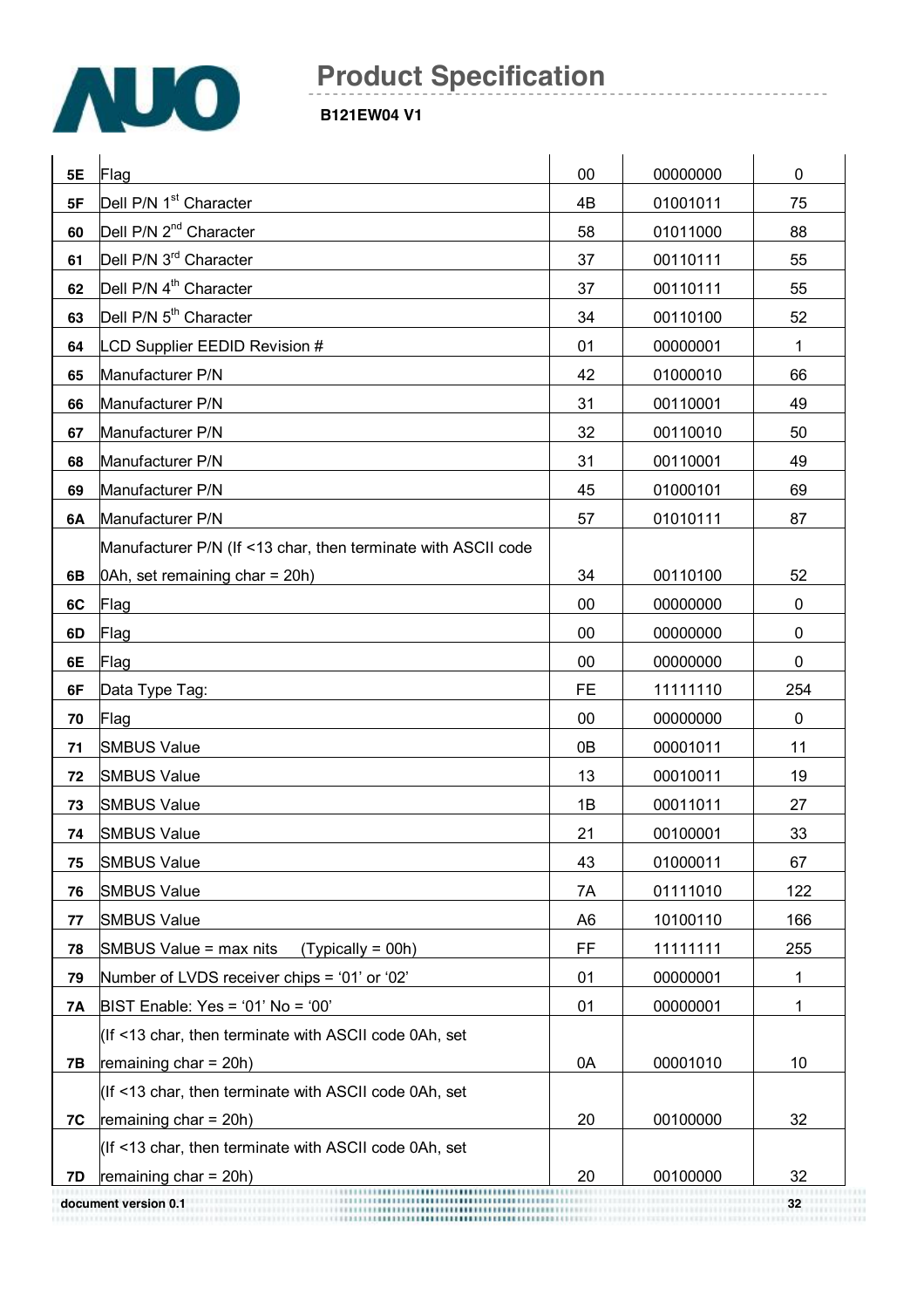| 5E | Flag | 00 | 00000000 | 0 |
|---|---|---|---|---|
| 5F | Dell P/N 1st Character | 4B | 01001011 | 75 |
| 60 | Dell P/N 2nd Character | 58 | 01011000 | 88 |
| 61 | Dell P/N 3rd Character | 37 | 00110111 | 55 |
| 62 | Dell P/N 4th Character | 37 | 00110111 | 55 |
| 63 | Dell P/N 5th Character | 34 | 00110100 | 52 |
| 64 | LCD Supplier EEDID Revision # | 01 | 00000001 | 1 |
| 65 | Manufacturer P/N | 42 | 01000010 | 66 |
| 66 | Manufacturer P/N | 31 | 00110001 | 49 |
| 67 | Manufacturer P/N | 32 | 00110010 | 50 |
| 68 | Manufacturer P/N | 31 | 00110001 | 49 |
| 69 | Manufacturer P/N | 45 | 01000101 | 69 |
| 6A | Manufacturer P/N | 57 | 01010111 | 87 |
| 6B | Manufacturer P/N (If <13 char, then terminate with ASCII code 0Ah, set remaining char = 20h) | 34 | 00110100 | 52 |
| 6C | Flag | 00 | 00000000 | 0 |
| 6D | Flag | 00 | 00000000 | 0 |
| 6E | Flag | 00 | 00000000 | 0 |
| 6F | Data Type Tag: | FE | 11111110 | 254 |
| 70 | Flag | 00 | 00000000 | 0 |
| 71 | SMBUS Value | 0B | 00001011 | 11 |
| 72 | SMBUS Value | 13 | 00010011 | 19 |
| 73 | SMBUS Value | 1B | 00011011 | 27 |
| 74 | SMBUS Value | 21 | 00100001 | 33 |
| 75 | SMBUS Value | 43 | 01000011 | 67 |
| 76 | SMBUS Value | 7A | 01111010 | 122 |
| 77 | SMBUS Value | A6 | 10100110 | 166 |
| 78 | SMBUS Value = max nits (Typically = 00h) | FF | 11111111 | 255 |
| 79 | Number of LVDS receiver chips = '01' or '02' | 01 | 00000001 | 1 |
| 7A | BIST Enable: Yes = '01' No = '00' | 01 | 00000001 | 1 |
| 7B | (If <13 char, then terminate with ASCII code 0Ah, set remaining char = 20h) | 0A | 00001010 | 10 |
| 7C | (If <13 char, then terminate with ASCII code 0Ah, set remaining char = 20h) | 20 | 00100000 | 32 |
| 7D | (If <13 char, then terminate with ASCII code 0Ah, set remaining char = 20h) | 20 | 00100000 | 32 |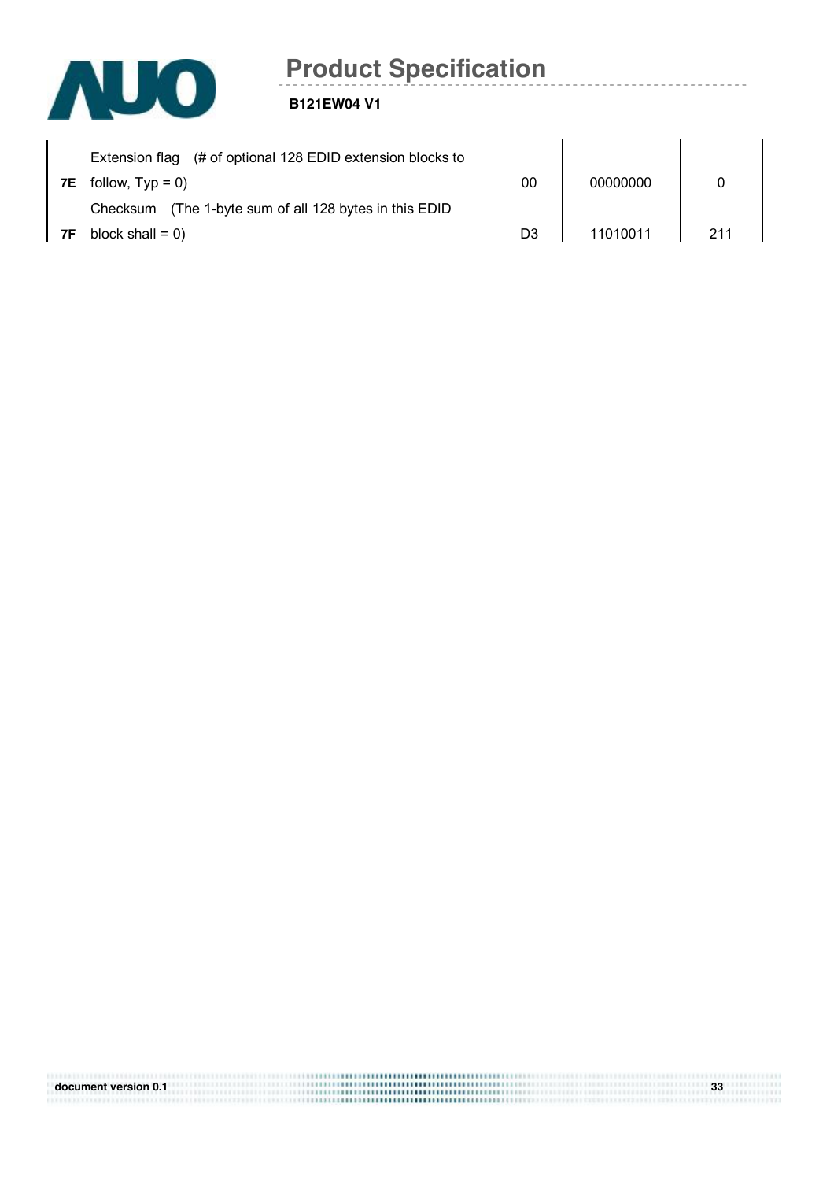| | | | | |
|---|---|---|---|---|
| 7E | Extension flag (# of optional 128 EDID extension blocks to follow, Typ = 0) | 00 | 00000000 | 0 |
| 7F | Checksum (The 1-byte sum of all 128 bytes in this EDID block shall = 0) | D3 | 11010011 | 211 |